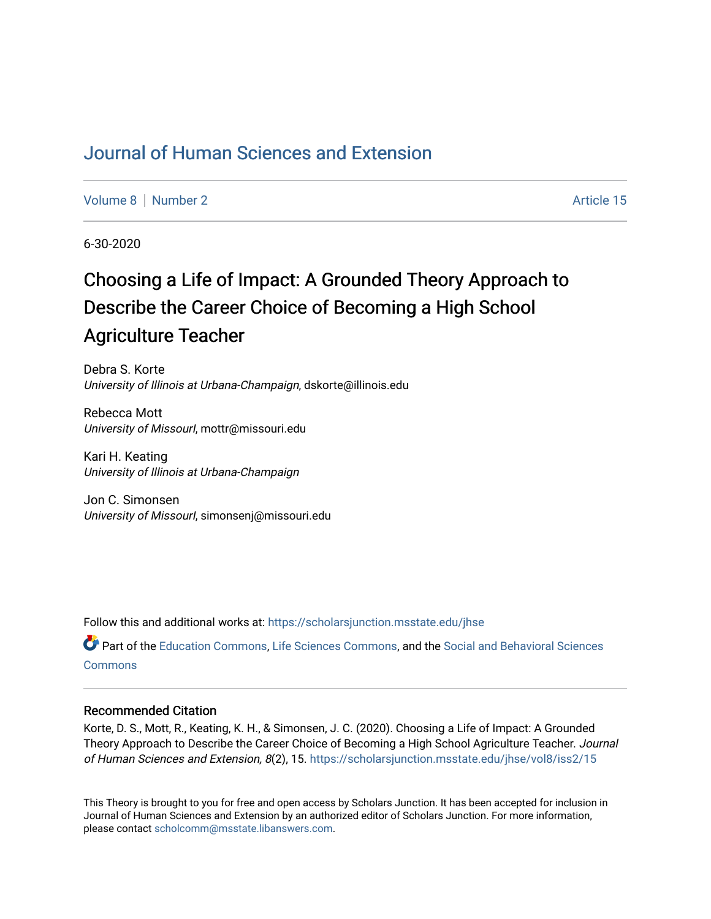# Journal of Human Sciences and Extension

Volume 8 | Number 2 Article 15

6-30-2020

## Choosing a Life of Impact: A Grounded Theory Approach to Describe the Career Choice of Becoming a High School Agriculture Teacher

Debra S. Korte
*University of Illinois at Urbana-Champaign*, dskorte@illinois.edu

Rebecca Mott
*University of Missouri*, mottr@missouri.edu

Kari H. Keating
*University of Illinois at Urbana-Champaign*

Jon C. Simonsen
*University of Missouri*, simonsenj@missouri.edu

Follow this and additional works at: https://scholarsjunction.msstate.edu/jhse

Part of the Education Commons, Life Sciences Commons, and the Social and Behavioral Sciences Commons

### Recommended Citation

Korte, D. S., Mott, R., Keating, K. H., & Simonsen, J. C. (2020). Choosing a Life of Impact: A Grounded Theory Approach to Describe the Career Choice of Becoming a High School Agriculture Teacher. *Journal of Human Sciences and Extension, 8*(2), 15. https://scholarsjunction.msstate.edu/jhse/vol8/iss2/15

This Theory is brought to you for free and open access by Scholars Junction. It has been accepted for inclusion in Journal of Human Sciences and Extension by an authorized editor of Scholars Junction. For more information, please contact scholcomm@msstate.libanswers.com.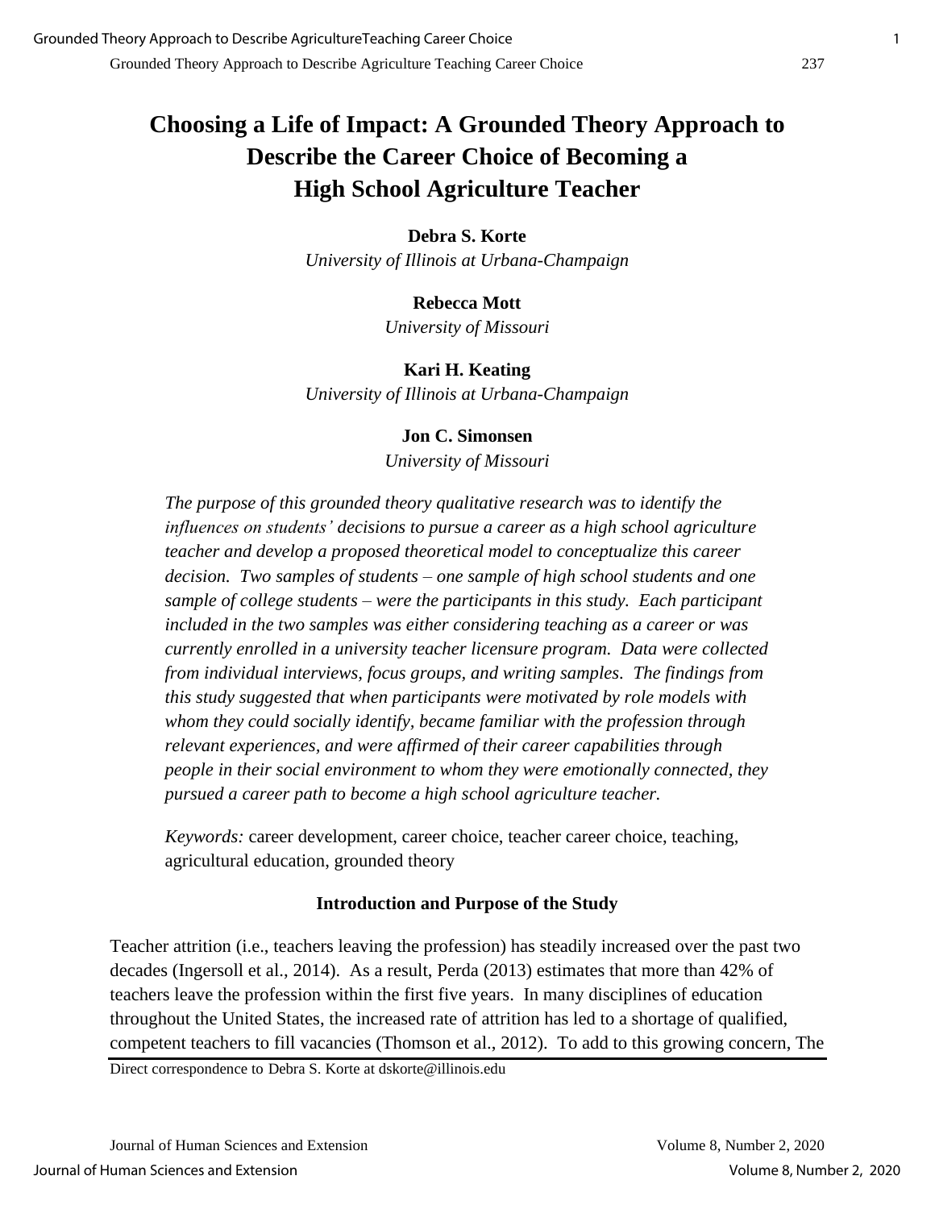# Choosing a Life of Impact: A Grounded Theory Approach to Describe the Career Choice of Becoming a High School Agriculture Teacher

**Debra S. Korte**
*University of Illinois at Urbana-Champaign*

**Rebecca Mott**
*University of Missouri*

**Kari H. Keating**
*University of Illinois at Urbana-Champaign*

**Jon C. Simonsen**
*University of Missouri*

*The purpose of this grounded theory qualitative research was to identify the influences on students' decisions to pursue a career as a high school agriculture teacher and develop a proposed theoretical model to conceptualize this career decision. Two samples of students – one sample of high school students and one sample of college students – were the participants in this study. Each participant included in the two samples was either considering teaching as a career or was currently enrolled in a university teacher licensure program. Data were collected from individual interviews, focus groups, and writing samples. The findings from this study suggested that when participants were motivated by role models with whom they could socially identify, became familiar with the profession through relevant experiences, and were affirmed of their career capabilities through people in their social environment to whom they were emotionally connected, they pursued a career path to become a high school agriculture teacher.*

*Keywords:* career development, career choice, teacher career choice, teaching, agricultural education, grounded theory

## Introduction and Purpose of the Study

Teacher attrition (i.e., teachers leaving the profession) has steadily increased over the past two decades (Ingersoll et al., 2014). As a result, Perda (2013) estimates that more than 42% of teachers leave the profession within the first five years. In many disciplines of education throughout the United States, the increased rate of attrition has led to a shortage of qualified, competent teachers to fill vacancies (Thomson et al., 2012). To add to this growing concern, The

Direct correspondence to Debra S. Korte at dskorte@illinois.edu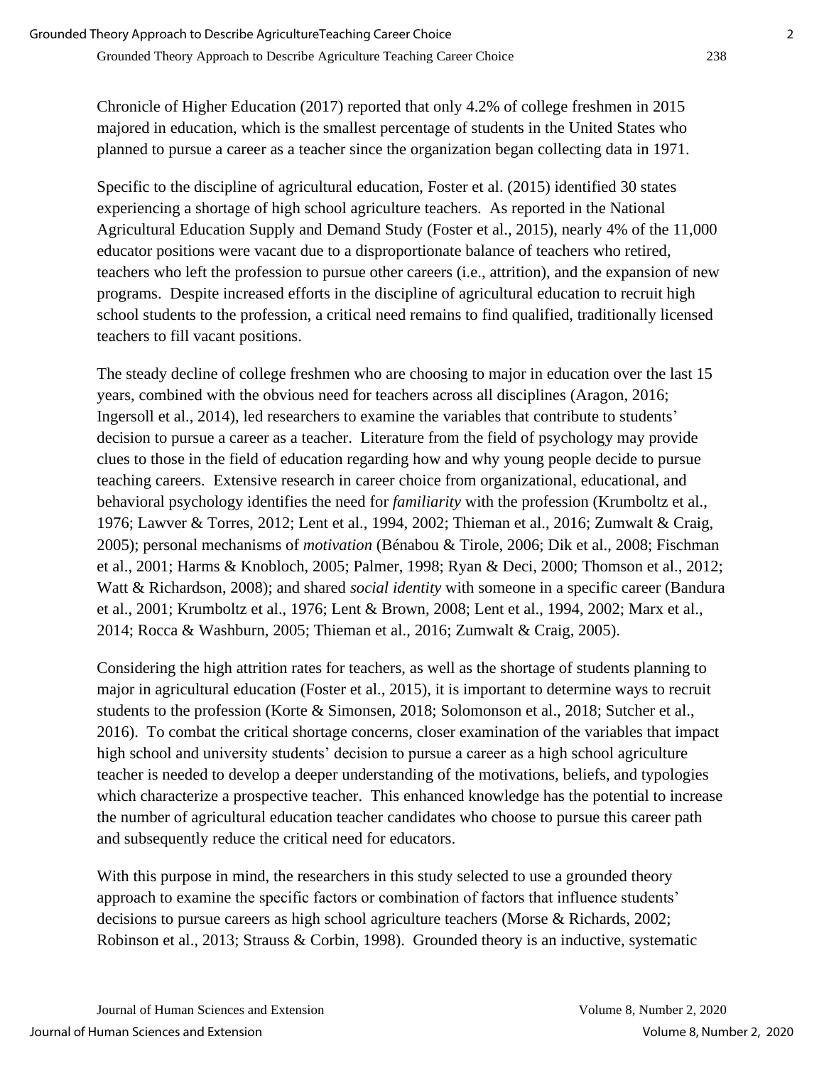Chronicle of Higher Education (2017) reported that only 4.2% of college freshmen in 2015 majored in education, which is the smallest percentage of students in the United States who planned to pursue a career as a teacher since the organization began collecting data in 1971.

Specific to the discipline of agricultural education, Foster et al. (2015) identified 30 states experiencing a shortage of high school agriculture teachers. As reported in the National Agricultural Education Supply and Demand Study (Foster et al., 2015), nearly 4% of the 11,000 educator positions were vacant due to a disproportionate balance of teachers who retired, teachers who left the profession to pursue other careers (i.e., attrition), and the expansion of new programs. Despite increased efforts in the discipline of agricultural education to recruit high school students to the profession, a critical need remains to find qualified, traditionally licensed teachers to fill vacant positions.

The steady decline of college freshmen who are choosing to major in education over the last 15 years, combined with the obvious need for teachers across all disciplines (Aragon, 2016; Ingersoll et al., 2014), led researchers to examine the variables that contribute to students' decision to pursue a career as a teacher. Literature from the field of psychology may provide clues to those in the field of education regarding how and why young people decide to pursue teaching careers. Extensive research in career choice from organizational, educational, and behavioral psychology identifies the need for *familiarity* with the profession (Krumboltz et al., 1976; Lawver & Torres, 2012; Lent et al., 1994, 2002; Thieman et al., 2016; Zumwalt & Craig, 2005); personal mechanisms of *motivation* (Bénabou & Tirole, 2006; Dik et al., 2008; Fischman et al., 2001; Harms & Knobloch, 2005; Palmer, 1998; Ryan & Deci, 2000; Thomson et al., 2012; Watt & Richardson, 2008); and shared *social identity* with someone in a specific career (Bandura et al., 2001; Krumboltz et al., 1976; Lent & Brown, 2008; Lent et al., 1994, 2002; Marx et al., 2014; Rocca & Washburn, 2005; Thieman et al., 2016; Zumwalt & Craig, 2005).

Considering the high attrition rates for teachers, as well as the shortage of students planning to major in agricultural education (Foster et al., 2015), it is important to determine ways to recruit students to the profession (Korte & Simonsen, 2018; Solomonson et al., 2018; Sutcher et al., 2016). To combat the critical shortage concerns, closer examination of the variables that impact high school and university students' decision to pursue a career as a high school agriculture teacher is needed to develop a deeper understanding of the motivations, beliefs, and typologies which characterize a prospective teacher. This enhanced knowledge has the potential to increase the number of agricultural education teacher candidates who choose to pursue this career path and subsequently reduce the critical need for educators.

With this purpose in mind, the researchers in this study selected to use a grounded theory approach to examine the specific factors or combination of factors that influence students' decisions to pursue careers as high school agriculture teachers (Morse & Richards, 2002; Robinson et al., 2013; Strauss & Corbin, 1998). Grounded theory is an inductive, systematic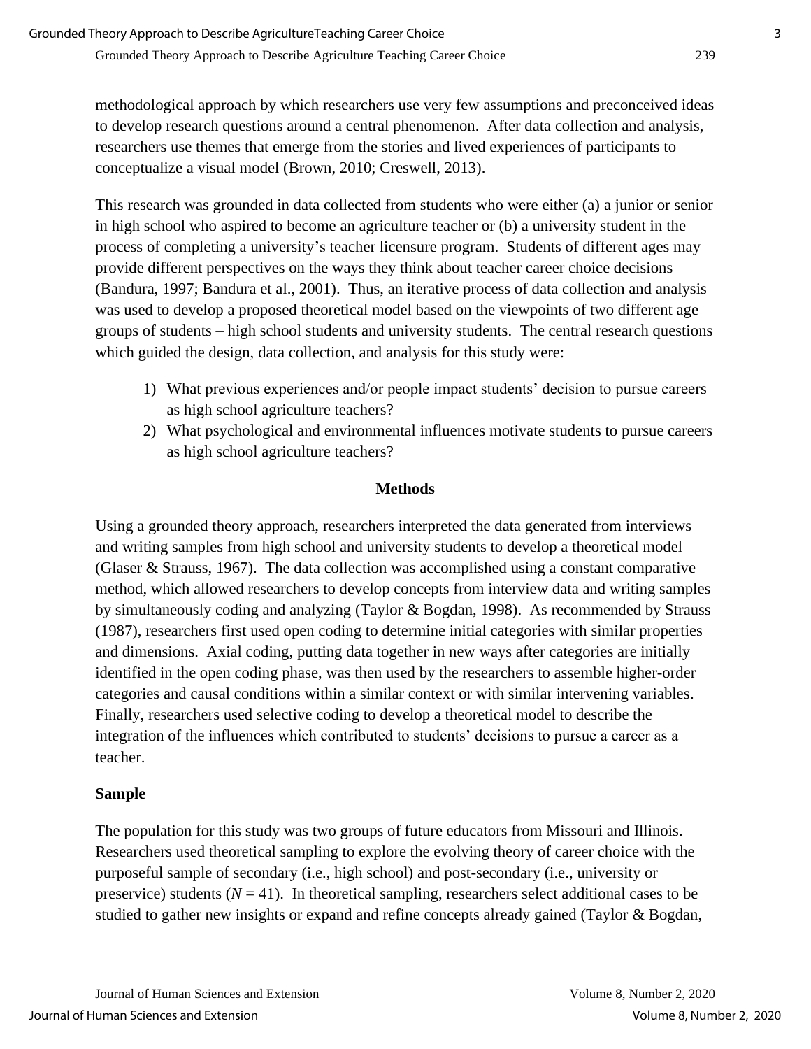methodological approach by which researchers use very few assumptions and preconceived ideas to develop research questions around a central phenomenon. After data collection and analysis, researchers use themes that emerge from the stories and lived experiences of participants to conceptualize a visual model (Brown, 2010; Creswell, 2013).

This research was grounded in data collected from students who were either (a) a junior or senior in high school who aspired to become an agriculture teacher or (b) a university student in the process of completing a university's teacher licensure program. Students of different ages may provide different perspectives on the ways they think about teacher career choice decisions (Bandura, 1997; Bandura et al., 2001). Thus, an iterative process of data collection and analysis was used to develop a proposed theoretical model based on the viewpoints of two different age groups of students – high school students and university students. The central research questions which guided the design, data collection, and analysis for this study were:

1) What previous experiences and/or people impact students' decision to pursue careers as high school agriculture teachers?
2) What psychological and environmental influences motivate students to pursue careers as high school agriculture teachers?

## Methods

Using a grounded theory approach, researchers interpreted the data generated from interviews and writing samples from high school and university students to develop a theoretical model (Glaser & Strauss, 1967). The data collection was accomplished using a constant comparative method, which allowed researchers to develop concepts from interview data and writing samples by simultaneously coding and analyzing (Taylor & Bogdan, 1998). As recommended by Strauss (1987), researchers first used open coding to determine initial categories with similar properties and dimensions. Axial coding, putting data together in new ways after categories are initially identified in the open coding phase, was then used by the researchers to assemble higher-order categories and causal conditions within a similar context or with similar intervening variables. Finally, researchers used selective coding to develop a theoretical model to describe the integration of the influences which contributed to students' decisions to pursue a career as a teacher.

### Sample

The population for this study was two groups of future educators from Missouri and Illinois. Researchers used theoretical sampling to explore the evolving theory of career choice with the purposeful sample of secondary (i.e., high school) and post-secondary (i.e., university or preservice) students ($N = 41$). In theoretical sampling, researchers select additional cases to be studied to gather new insights or expand and refine concepts already gained (Taylor & Bogdan,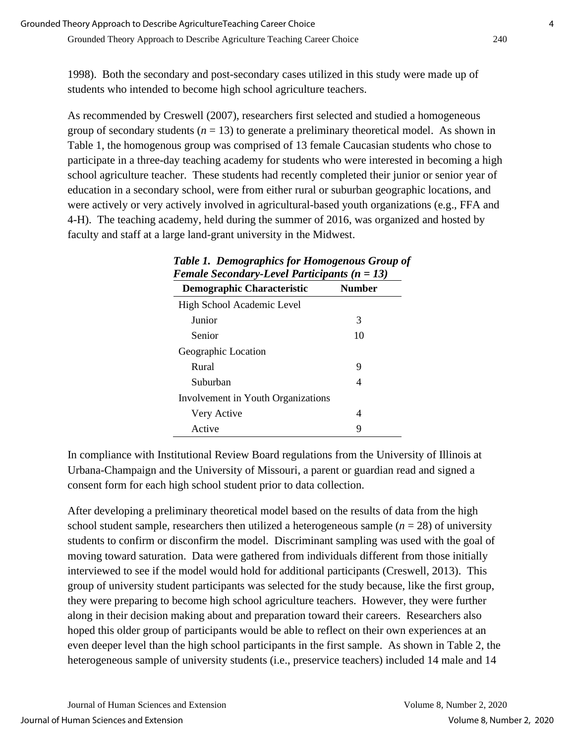1998). Both the secondary and post-secondary cases utilized in this study were made up of students who intended to become high school agriculture teachers.

As recommended by Creswell (2007), researchers first selected and studied a homogeneous group of secondary students ($n$ = 13) to generate a preliminary theoretical model. As shown in Table 1, the homogenous group was comprised of 13 female Caucasian students who chose to participate in a three-day teaching academy for students who were interested in becoming a high school agriculture teacher. These students had recently completed their junior or senior year of education in a secondary school, were from either rural or suburban geographic locations, and were actively or very actively involved in agricultural-based youth organizations (e.g., FFA and 4-H). The teaching academy, held during the summer of 2016, was organized and hosted by faculty and staff at a large land-grant university in the Midwest.

***Table 1. Demographics for Homogenous Group of Female Secondary-Level Participants (n = 13)***

| Demographic Characteristic | Number |
|---|---|
| High School Academic Level | |
| Junior | 3 |
| Senior | 10 |
| Geographic Location | |
| Rural | 9 |
| Suburban | 4 |
| Involvement in Youth Organizations | |
| Very Active | 4 |
| Active | 9 |

In compliance with Institutional Review Board regulations from the University of Illinois at Urbana-Champaign and the University of Missouri, a parent or guardian read and signed a consent form for each high school student prior to data collection.

After developing a preliminary theoretical model based on the results of data from the high school student sample, researchers then utilized a heterogeneous sample ($n$ = 28) of university students to confirm or disconfirm the model. Discriminant sampling was used with the goal of moving toward saturation. Data were gathered from individuals different from those initially interviewed to see if the model would hold for additional participants (Creswell, 2013). This group of university student participants was selected for the study because, like the first group, they were preparing to become high school agriculture teachers. However, they were further along in their decision making about and preparation toward their careers. Researchers also hoped this older group of participants would be able to reflect on their own experiences at an even deeper level than the high school participants in the first sample. As shown in Table 2, the heterogeneous sample of university students (i.e., preservice teachers) included 14 male and 14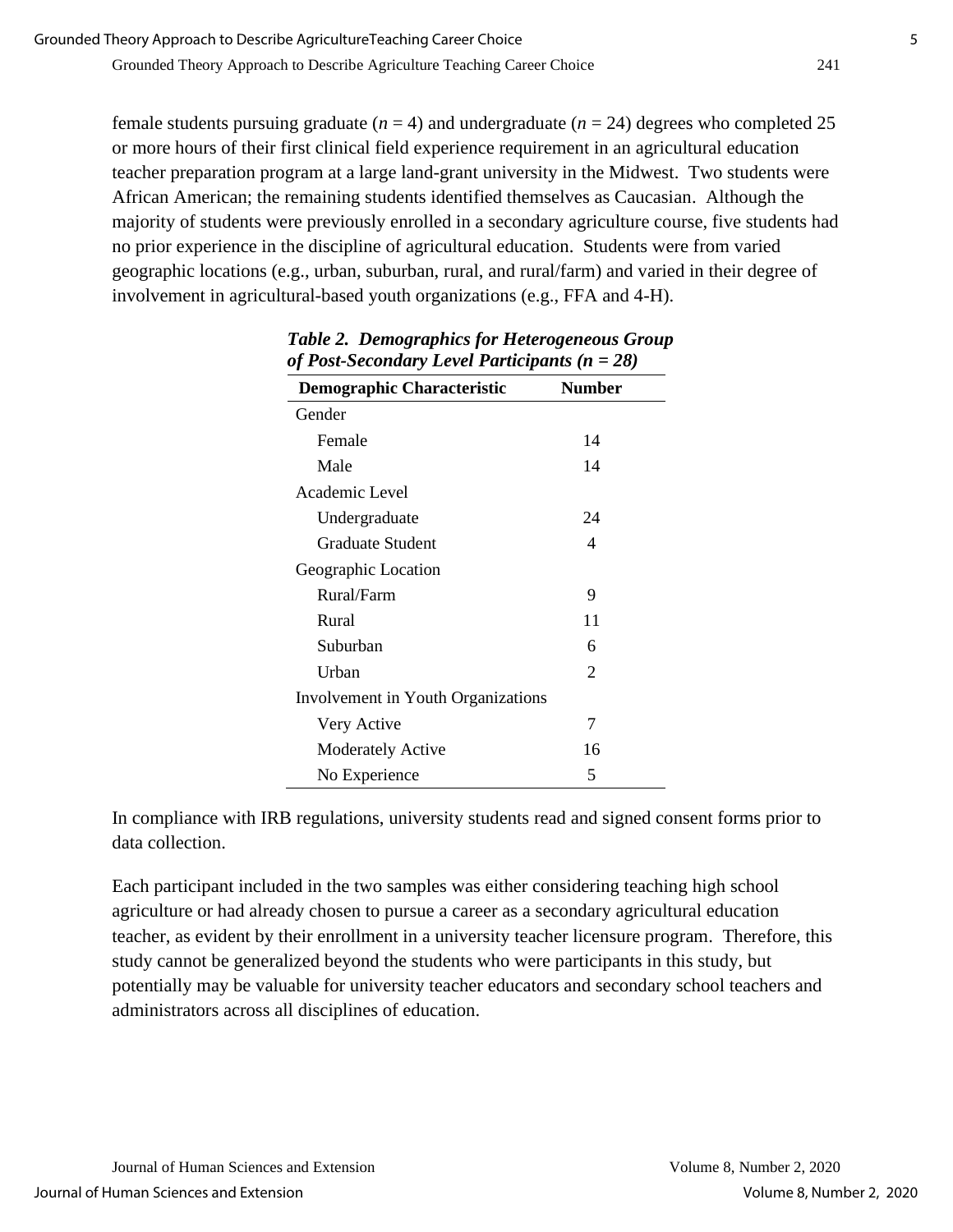female students pursuing graduate ($n$ = 4) and undergraduate ($n$ = 24) degrees who completed 25 or more hours of their first clinical field experience requirement in an agricultural education teacher preparation program at a large land-grant university in the Midwest. Two students were African American; the remaining students identified themselves as Caucasian. Although the majority of students were previously enrolled in a secondary agriculture course, five students had no prior experience in the discipline of agricultural education. Students were from varied geographic locations (e.g., urban, suburban, rural, and rural/farm) and varied in their degree of involvement in agricultural-based youth organizations (e.g., FFA and 4-H).

***Table 2. Demographics for Heterogeneous Group of Post-Secondary Level Participants (n = 28)***

| Demographic Characteristic | Number |
|---|---|
| Gender | |
| Female | 14 |
| Male | 14 |
| Academic Level | |
| Undergraduate | 24 |
| Graduate Student | 4 |
| Geographic Location | |
| Rural/Farm | 9 |
| Rural | 11 |
| Suburban | 6 |
| Urban | 2 |
| Involvement in Youth Organizations | |
| Very Active | 7 |
| Moderately Active | 16 |
| No Experience | 5 |

In compliance with IRB regulations, university students read and signed consent forms prior to data collection.

Each participant included in the two samples was either considering teaching high school agriculture or had already chosen to pursue a career as a secondary agricultural education teacher, as evident by their enrollment in a university teacher licensure program. Therefore, this study cannot be generalized beyond the students who were participants in this study, but potentially may be valuable for university teacher educators and secondary school teachers and administrators across all disciplines of education.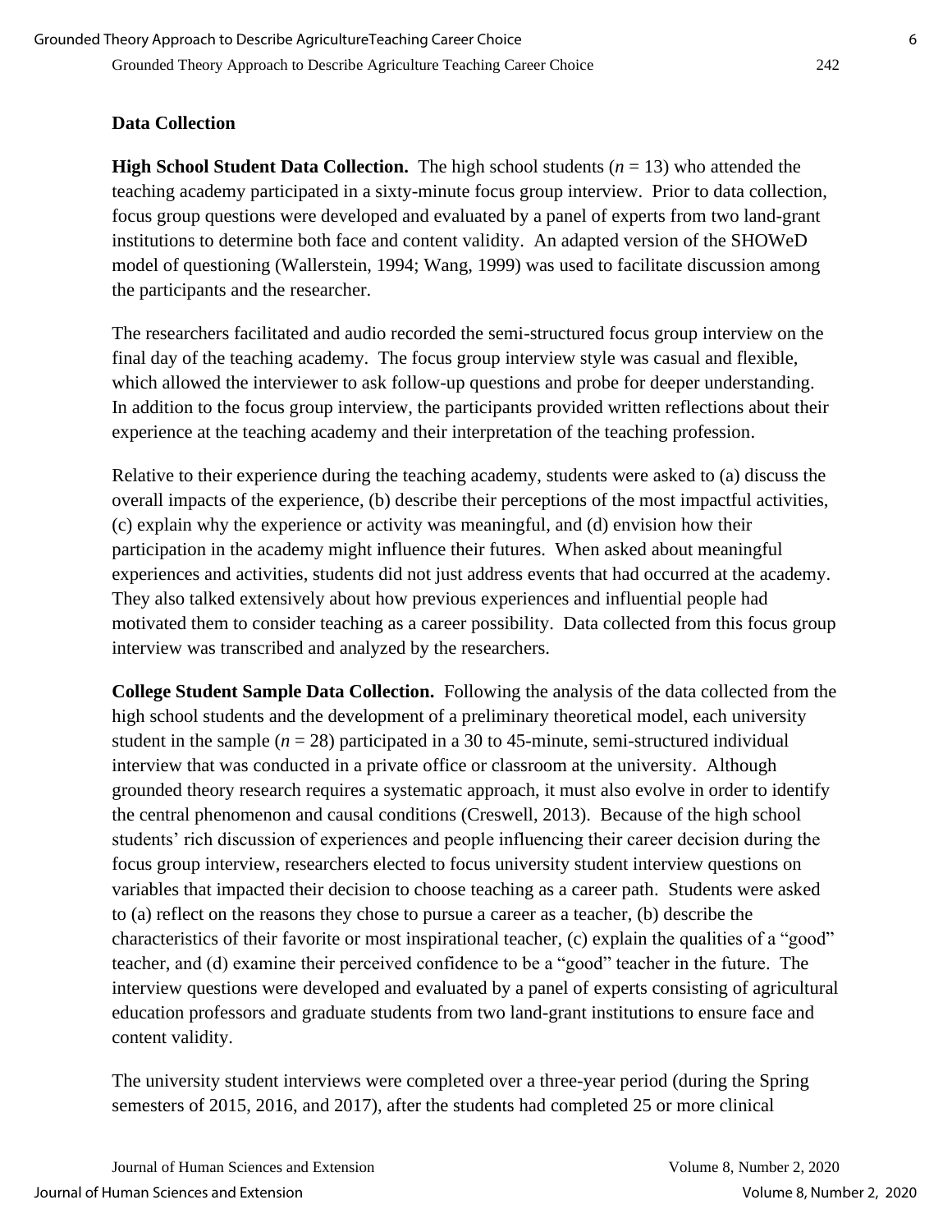### Data Collection

**High School Student Data Collection.** The high school students ($n$ = 13) who attended the teaching academy participated in a sixty-minute focus group interview. Prior to data collection, focus group questions were developed and evaluated by a panel of experts from two land-grant institutions to determine both face and content validity. An adapted version of the SHOWeD model of questioning (Wallerstein, 1994; Wang, 1999) was used to facilitate discussion among the participants and the researcher.

The researchers facilitated and audio recorded the semi-structured focus group interview on the final day of the teaching academy. The focus group interview style was casual and flexible, which allowed the interviewer to ask follow-up questions and probe for deeper understanding. In addition to the focus group interview, the participants provided written reflections about their experience at the teaching academy and their interpretation of the teaching profession.

Relative to their experience during the teaching academy, students were asked to (a) discuss the overall impacts of the experience, (b) describe their perceptions of the most impactful activities, (c) explain why the experience or activity was meaningful, and (d) envision how their participation in the academy might influence their futures. When asked about meaningful experiences and activities, students did not just address events that had occurred at the academy. They also talked extensively about how previous experiences and influential people had motivated them to consider teaching as a career possibility. Data collected from this focus group interview was transcribed and analyzed by the researchers.

**College Student Sample Data Collection.** Following the analysis of the data collected from the high school students and the development of a preliminary theoretical model, each university student in the sample ($n$ = 28) participated in a 30 to 45-minute, semi-structured individual interview that was conducted in a private office or classroom at the university. Although grounded theory research requires a systematic approach, it must also evolve in order to identify the central phenomenon and causal conditions (Creswell, 2013). Because of the high school students' rich discussion of experiences and people influencing their career decision during the focus group interview, researchers elected to focus university student interview questions on variables that impacted their decision to choose teaching as a career path. Students were asked to (a) reflect on the reasons they chose to pursue a career as a teacher, (b) describe the characteristics of their favorite or most inspirational teacher, (c) explain the qualities of a "good" teacher, and (d) examine their perceived confidence to be a "good" teacher in the future. The interview questions were developed and evaluated by a panel of experts consisting of agricultural education professors and graduate students from two land-grant institutions to ensure face and content validity.

The university student interviews were completed over a three-year period (during the Spring semesters of 2015, 2016, and 2017), after the students had completed 25 or more clinical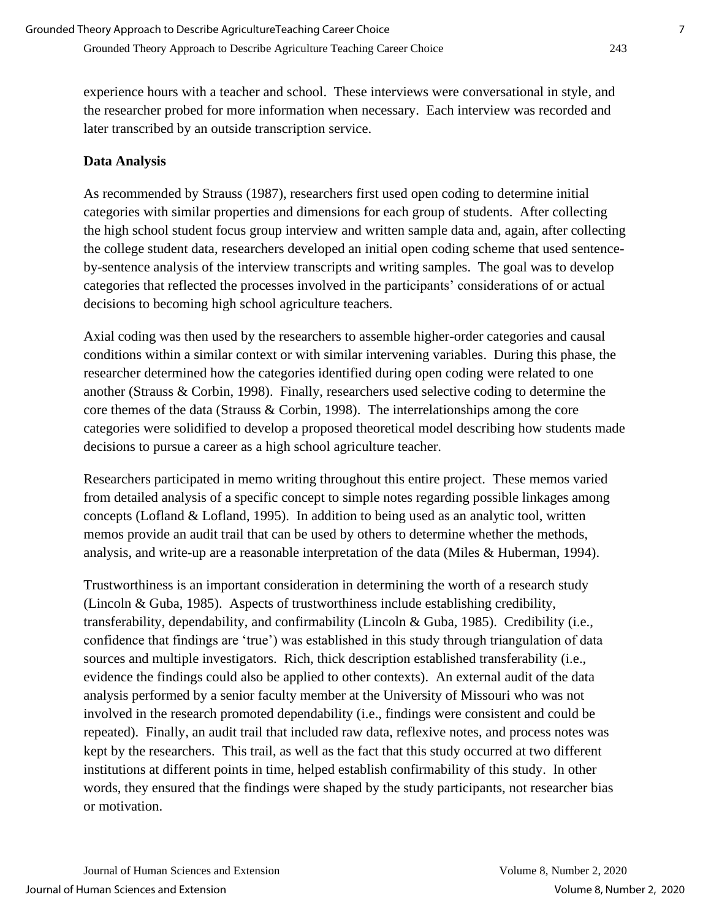experience hours with a teacher and school. These interviews were conversational in style, and the researcher probed for more information when necessary. Each interview was recorded and later transcribed by an outside transcription service.

## Data Analysis

As recommended by Strauss (1987), researchers first used open coding to determine initial categories with similar properties and dimensions for each group of students. After collecting the high school student focus group interview and written sample data and, again, after collecting the college student data, researchers developed an initial open coding scheme that used sentence-by-sentence analysis of the interview transcripts and writing samples. The goal was to develop categories that reflected the processes involved in the participants' considerations of or actual decisions to becoming high school agriculture teachers.

Axial coding was then used by the researchers to assemble higher-order categories and causal conditions within a similar context or with similar intervening variables. During this phase, the researcher determined how the categories identified during open coding were related to one another (Strauss & Corbin, 1998). Finally, researchers used selective coding to determine the core themes of the data (Strauss & Corbin, 1998). The interrelationships among the core categories were solidified to develop a proposed theoretical model describing how students made decisions to pursue a career as a high school agriculture teacher.

Researchers participated in memo writing throughout this entire project. These memos varied from detailed analysis of a specific concept to simple notes regarding possible linkages among concepts (Lofland & Lofland, 1995). In addition to being used as an analytic tool, written memos provide an audit trail that can be used by others to determine whether the methods, analysis, and write-up are a reasonable interpretation of the data (Miles & Huberman, 1994).

Trustworthiness is an important consideration in determining the worth of a research study (Lincoln & Guba, 1985). Aspects of trustworthiness include establishing credibility, transferability, dependability, and confirmability (Lincoln & Guba, 1985). Credibility (i.e., confidence that findings are 'true') was established in this study through triangulation of data sources and multiple investigators. Rich, thick description established transferability (i.e., evidence the findings could also be applied to other contexts). An external audit of the data analysis performed by a senior faculty member at the University of Missouri who was not involved in the research promoted dependability (i.e., findings were consistent and could be repeated). Finally, an audit trail that included raw data, reflexive notes, and process notes was kept by the researchers. This trail, as well as the fact that this study occurred at two different institutions at different points in time, helped establish confirmability of this study. In other words, they ensured that the findings were shaped by the study participants, not researcher bias or motivation.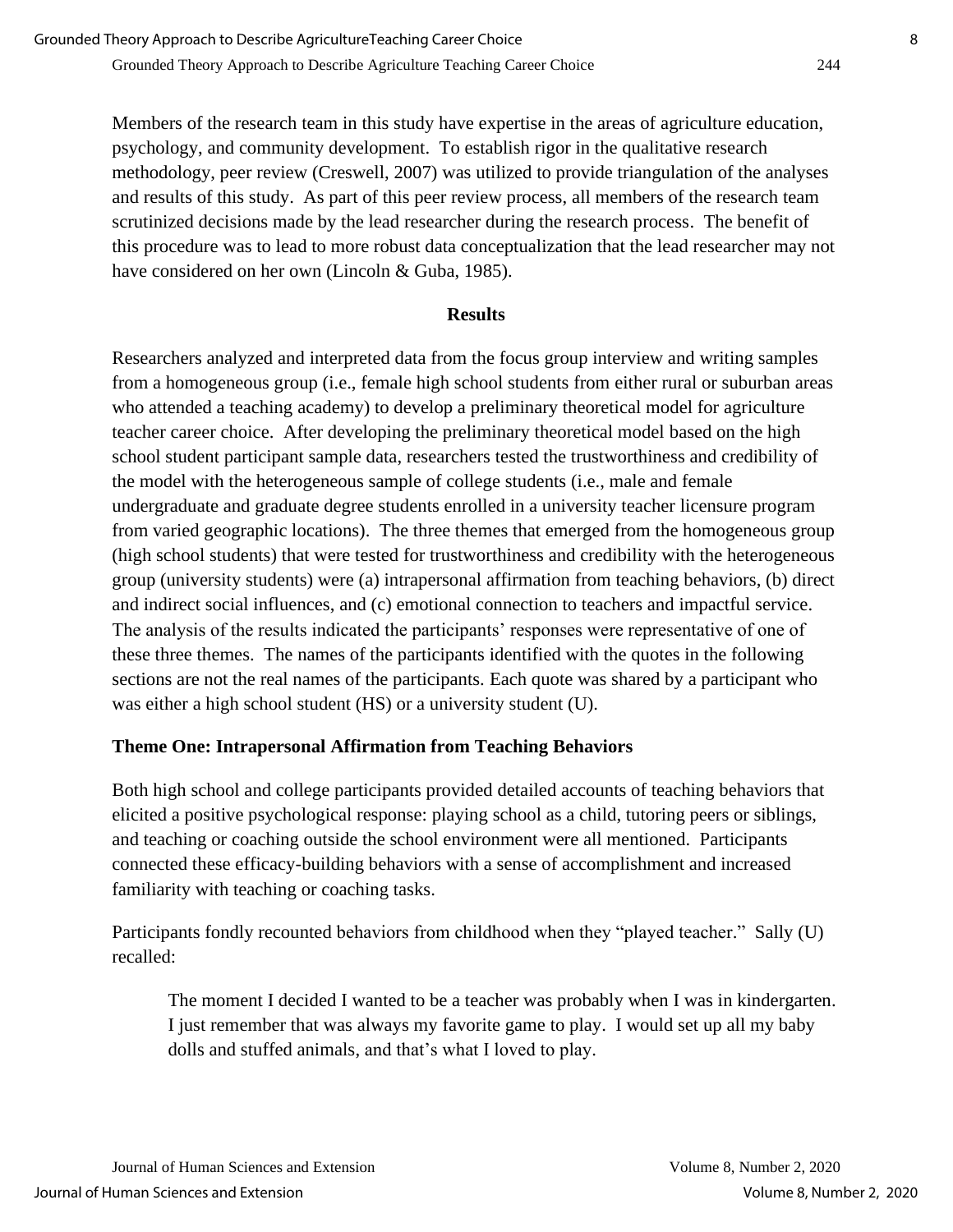Members of the research team in this study have expertise in the areas of agriculture education, psychology, and community development. To establish rigor in the qualitative research methodology, peer review (Creswell, 2007) was utilized to provide triangulation of the analyses and results of this study. As part of this peer review process, all members of the research team scrutinized decisions made by the lead researcher during the research process. The benefit of this procedure was to lead to more robust data conceptualization that the lead researcher may not have considered on her own (Lincoln & Guba, 1985).

## Results

Researchers analyzed and interpreted data from the focus group interview and writing samples from a homogeneous group (i.e., female high school students from either rural or suburban areas who attended a teaching academy) to develop a preliminary theoretical model for agriculture teacher career choice. After developing the preliminary theoretical model based on the high school student participant sample data, researchers tested the trustworthiness and credibility of the model with the heterogeneous sample of college students (i.e., male and female undergraduate and graduate degree students enrolled in a university teacher licensure program from varied geographic locations). The three themes that emerged from the homogeneous group (high school students) that were tested for trustworthiness and credibility with the heterogeneous group (university students) were (a) intrapersonal affirmation from teaching behaviors, (b) direct and indirect social influences, and (c) emotional connection to teachers and impactful service. The analysis of the results indicated the participants' responses were representative of one of these three themes. The names of the participants identified with the quotes in the following sections are not the real names of the participants. Each quote was shared by a participant who was either a high school student (HS) or a university student (U).

### Theme One: Intrapersonal Affirmation from Teaching Behaviors

Both high school and college participants provided detailed accounts of teaching behaviors that elicited a positive psychological response: playing school as a child, tutoring peers or siblings, and teaching or coaching outside the school environment were all mentioned. Participants connected these efficacy-building behaviors with a sense of accomplishment and increased familiarity with teaching or coaching tasks.

Participants fondly recounted behaviors from childhood when they "played teacher." Sally (U) recalled:

> The moment I decided I wanted to be a teacher was probably when I was in kindergarten. I just remember that was always my favorite game to play. I would set up all my baby dolls and stuffed animals, and that's what I loved to play.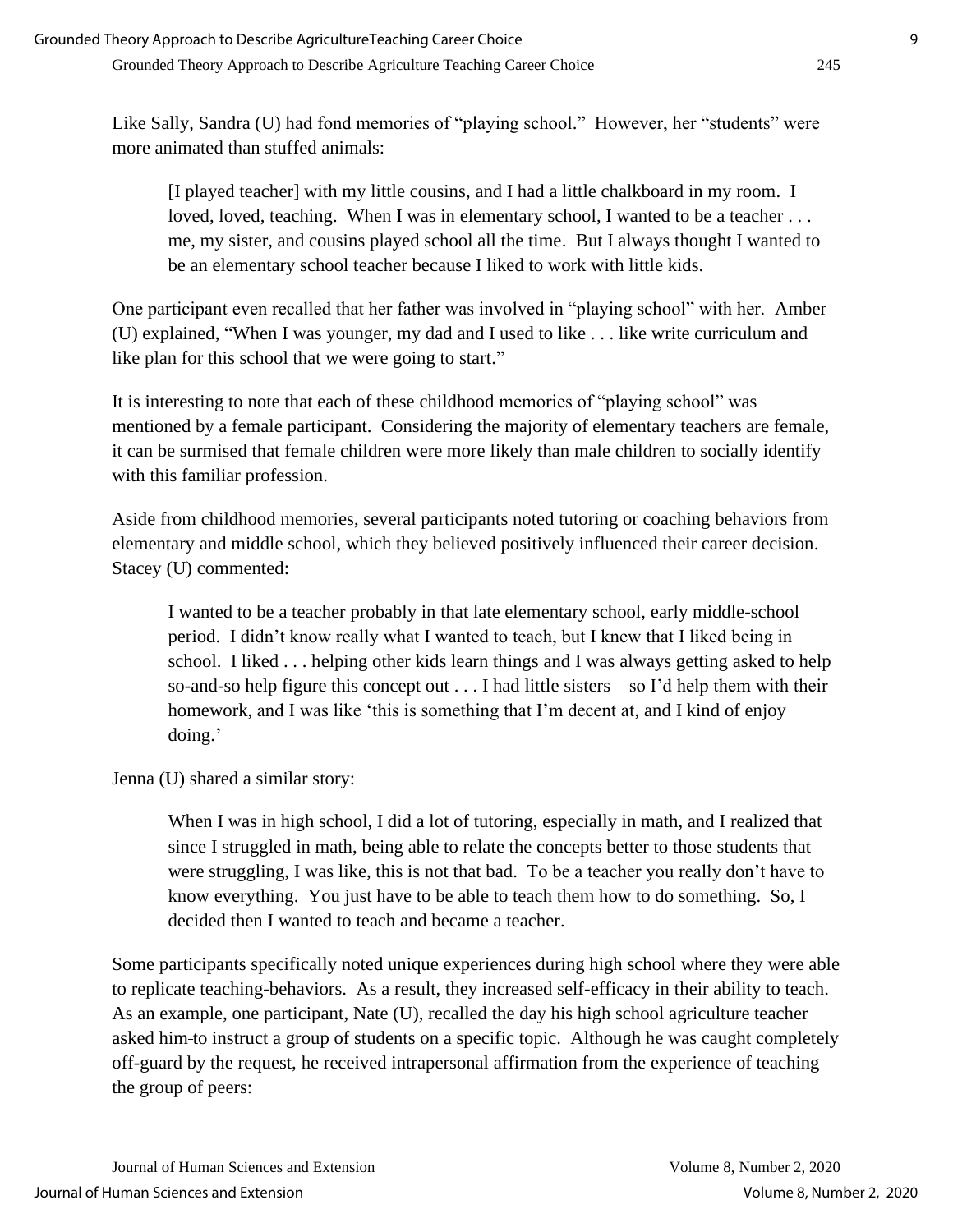Like Sally, Sandra (U) had fond memories of "playing school." However, her "students" were more animated than stuffed animals:

> [I played teacher] with my little cousins, and I had a little chalkboard in my room. I loved, loved, teaching. When I was in elementary school, I wanted to be a teacher . . . me, my sister, and cousins played school all the time. But I always thought I wanted to be an elementary school teacher because I liked to work with little kids.

One participant even recalled that her father was involved in "playing school" with her. Amber (U) explained, "When I was younger, my dad and I used to like . . . like write curriculum and like plan for this school that we were going to start."

It is interesting to note that each of these childhood memories of "playing school" was mentioned by a female participant. Considering the majority of elementary teachers are female, it can be surmised that female children were more likely than male children to socially identify with this familiar profession.

Aside from childhood memories, several participants noted tutoring or coaching behaviors from elementary and middle school, which they believed positively influenced their career decision. Stacey (U) commented:

> I wanted to be a teacher probably in that late elementary school, early middle-school period. I didn't know really what I wanted to teach, but I knew that I liked being in school. I liked . . . helping other kids learn things and I was always getting asked to help so-and-so help figure this concept out . . . I had little sisters – so I'd help them with their homework, and I was like 'this is something that I'm decent at, and I kind of enjoy doing.'

Jenna (U) shared a similar story:

> When I was in high school, I did a lot of tutoring, especially in math, and I realized that since I struggled in math, being able to relate the concepts better to those students that were struggling, I was like, this is not that bad. To be a teacher you really don't have to know everything. You just have to be able to teach them how to do something. So, I decided then I wanted to teach and became a teacher.

Some participants specifically noted unique experiences during high school where they were able to replicate teaching-behaviors. As a result, they increased self-efficacy in their ability to teach. As an example, one participant, Nate (U), recalled the day his high school agriculture teacher asked him to instruct a group of students on a specific topic. Although he was caught completely off-guard by the request, he received intrapersonal affirmation from the experience of teaching the group of peers: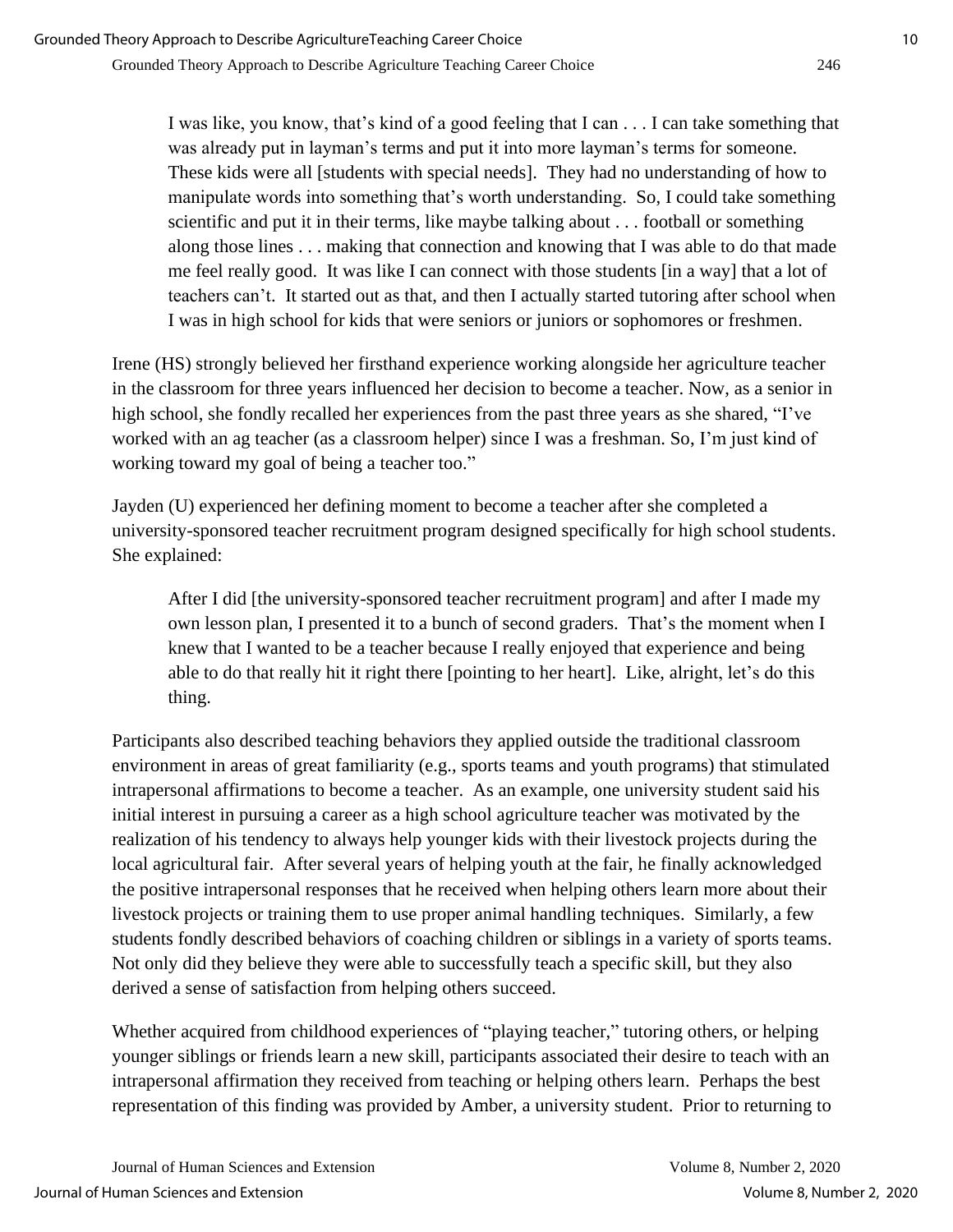> I was like, you know, that's kind of a good feeling that I can . . . I can take something that was already put in layman's terms and put it into more layman's terms for someone. These kids were all [students with special needs]. They had no understanding of how to manipulate words into something that's worth understanding. So, I could take something scientific and put it in their terms, like maybe talking about . . . football or something along those lines . . . making that connection and knowing that I was able to do that made me feel really good. It was like I can connect with those students [in a way] that a lot of teachers can't. It started out as that, and then I actually started tutoring after school when I was in high school for kids that were seniors or juniors or sophomores or freshmen.

Irene (HS) strongly believed her firsthand experience working alongside her agriculture teacher in the classroom for three years influenced her decision to become a teacher. Now, as a senior in high school, she fondly recalled her experiences from the past three years as she shared, "I've worked with an ag teacher (as a classroom helper) since I was a freshman. So, I'm just kind of working toward my goal of being a teacher too."

Jayden (U) experienced her defining moment to become a teacher after she completed a university-sponsored teacher recruitment program designed specifically for high school students. She explained:

> After I did [the university-sponsored teacher recruitment program] and after I made my own lesson plan, I presented it to a bunch of second graders. That's the moment when I knew that I wanted to be a teacher because I really enjoyed that experience and being able to do that really hit it right there [pointing to her heart]. Like, alright, let's do this thing.

Participants also described teaching behaviors they applied outside the traditional classroom environment in areas of great familiarity (e.g., sports teams and youth programs) that stimulated intrapersonal affirmations to become a teacher. As an example, one university student said his initial interest in pursuing a career as a high school agriculture teacher was motivated by the realization of his tendency to always help younger kids with their livestock projects during the local agricultural fair. After several years of helping youth at the fair, he finally acknowledged the positive intrapersonal responses that he received when helping others learn more about their livestock projects or training them to use proper animal handling techniques. Similarly, a few students fondly described behaviors of coaching children or siblings in a variety of sports teams. Not only did they believe they were able to successfully teach a specific skill, but they also derived a sense of satisfaction from helping others succeed.

Whether acquired from childhood experiences of "playing teacher," tutoring others, or helping younger siblings or friends learn a new skill, participants associated their desire to teach with an intrapersonal affirmation they received from teaching or helping others learn. Perhaps the best representation of this finding was provided by Amber, a university student. Prior to returning to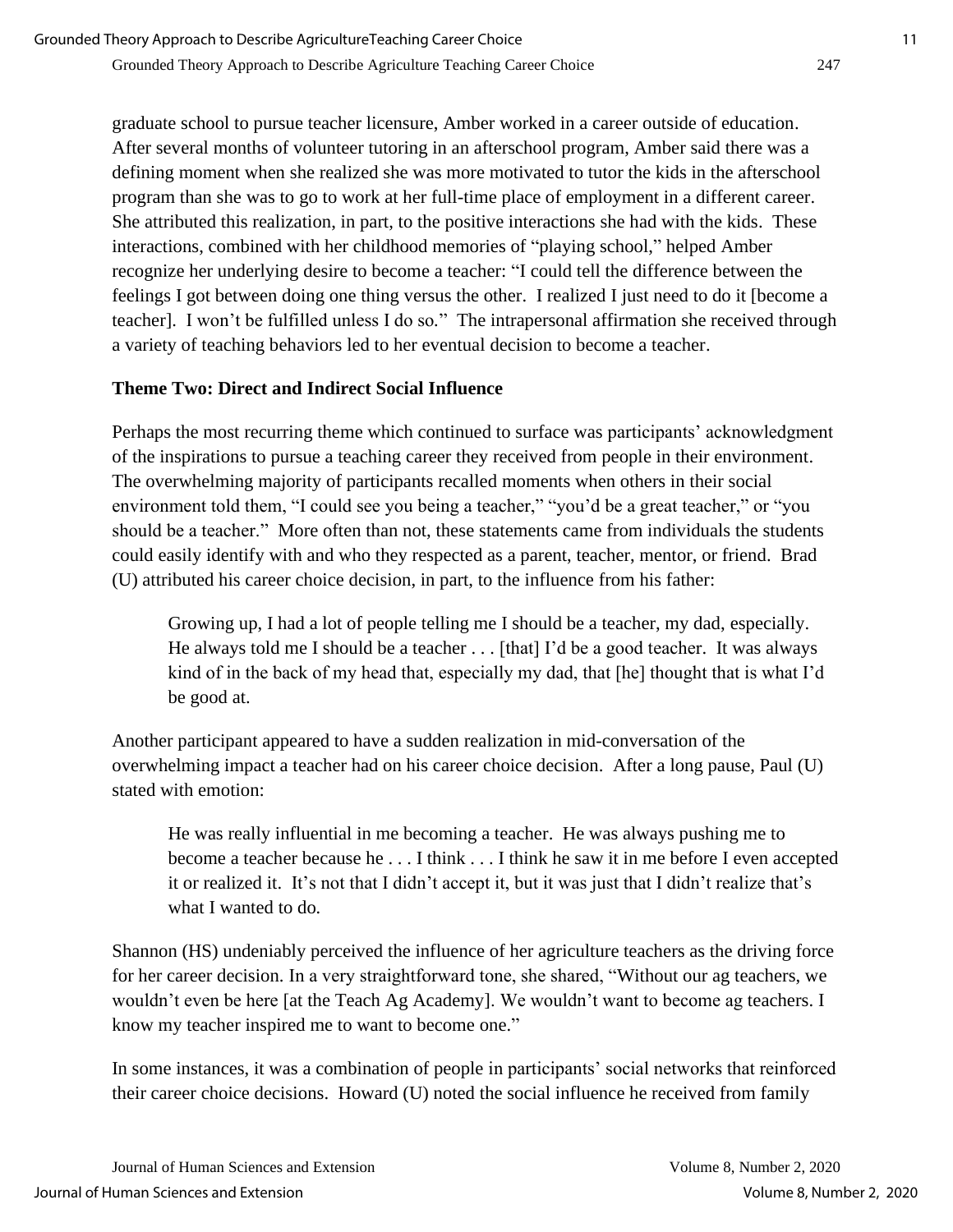graduate school to pursue teacher licensure, Amber worked in a career outside of education. After several months of volunteer tutoring in an afterschool program, Amber said there was a defining moment when she realized she was more motivated to tutor the kids in the afterschool program than she was to go to work at her full-time place of employment in a different career. She attributed this realization, in part, to the positive interactions she had with the kids. These interactions, combined with her childhood memories of "playing school," helped Amber recognize her underlying desire to become a teacher: "I could tell the difference between the feelings I got between doing one thing versus the other. I realized I just need to do it [become a teacher]. I won't be fulfilled unless I do so." The intrapersonal affirmation she received through a variety of teaching behaviors led to her eventual decision to become a teacher.

**Theme Two: Direct and Indirect Social Influence**

Perhaps the most recurring theme which continued to surface was participants' acknowledgment of the inspirations to pursue a teaching career they received from people in their environment. The overwhelming majority of participants recalled moments when others in their social environment told them, "I could see you being a teacher," "you'd be a great teacher," or "you should be a teacher." More often than not, these statements came from individuals the students could easily identify with and who they respected as a parent, teacher, mentor, or friend. Brad (U) attributed his career choice decision, in part, to the influence from his father:

> Growing up, I had a lot of people telling me I should be a teacher, my dad, especially. He always told me I should be a teacher . . . [that] I'd be a good teacher. It was always kind of in the back of my head that, especially my dad, that [he] thought that is what I'd be good at.

Another participant appeared to have a sudden realization in mid-conversation of the overwhelming impact a teacher had on his career choice decision. After a long pause, Paul (U) stated with emotion:

> He was really influential in me becoming a teacher. He was always pushing me to become a teacher because he . . . I think . . . I think he saw it in me before I even accepted it or realized it. It's not that I didn't accept it, but it was just that I didn't realize that's what I wanted to do.

Shannon (HS) undeniably perceived the influence of her agriculture teachers as the driving force for her career decision. In a very straightforward tone, she shared, "Without our ag teachers, we wouldn't even be here [at the Teach Ag Academy]. We wouldn't want to become ag teachers. I know my teacher inspired me to want to become one."

In some instances, it was a combination of people in participants' social networks that reinforced their career choice decisions. Howard (U) noted the social influence he received from family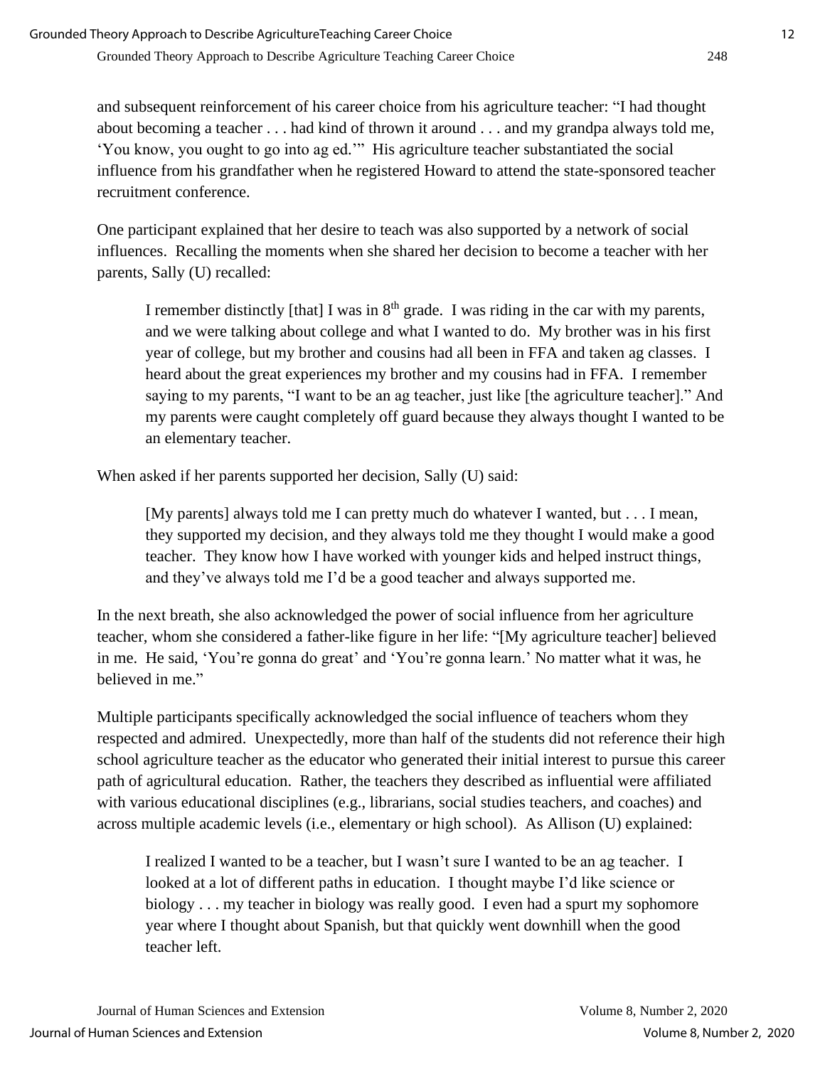and subsequent reinforcement of his career choice from his agriculture teacher: "I had thought about becoming a teacher . . . had kind of thrown it around . . . and my grandpa always told me, 'You know, you ought to go into ag ed.'" His agriculture teacher substantiated the social influence from his grandfather when he registered Howard to attend the state-sponsored teacher recruitment conference.

One participant explained that her desire to teach was also supported by a network of social influences. Recalling the moments when she shared her decision to become a teacher with her parents, Sally (U) recalled:

> I remember distinctly [that] I was in $8^{th}$ grade. I was riding in the car with my parents, and we were talking about college and what I wanted to do. My brother was in his first year of college, but my brother and cousins had all been in FFA and taken ag classes. I heard about the great experiences my brother and my cousins had in FFA. I remember saying to my parents, "I want to be an ag teacher, just like [the agriculture teacher]." And my parents were caught completely off guard because they always thought I wanted to be an elementary teacher.

When asked if her parents supported her decision, Sally (U) said:

> [My parents] always told me I can pretty much do whatever I wanted, but . . . I mean, they supported my decision, and they always told me they thought I would make a good teacher. They know how I have worked with younger kids and helped instruct things, and they've always told me I'd be a good teacher and always supported me.

In the next breath, she also acknowledged the power of social influence from her agriculture teacher, whom she considered a father-like figure in her life: "[My agriculture teacher] believed in me. He said, 'You're gonna do great' and 'You're gonna learn.' No matter what it was, he believed in me."

Multiple participants specifically acknowledged the social influence of teachers whom they respected and admired. Unexpectedly, more than half of the students did not reference their high school agriculture teacher as the educator who generated their initial interest to pursue this career path of agricultural education. Rather, the teachers they described as influential were affiliated with various educational disciplines (e.g., librarians, social studies teachers, and coaches) and across multiple academic levels (i.e., elementary or high school). As Allison (U) explained:

> I realized I wanted to be a teacher, but I wasn't sure I wanted to be an ag teacher. I looked at a lot of different paths in education. I thought maybe I'd like science or biology . . . my teacher in biology was really good. I even had a spurt my sophomore year where I thought about Spanish, but that quickly went downhill when the good teacher left.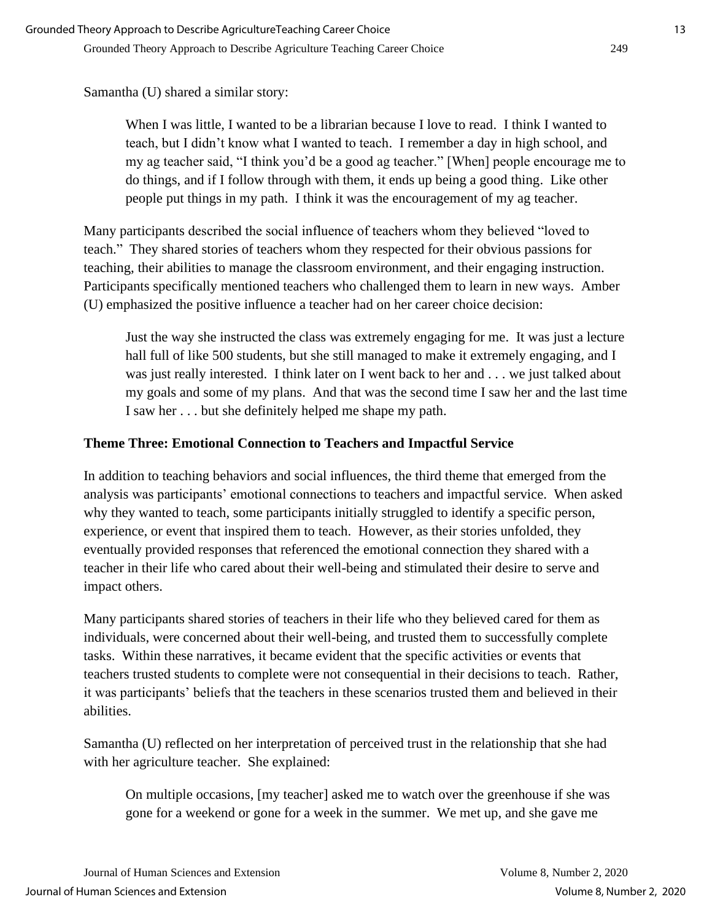Samantha (U) shared a similar story:

> When I was little, I wanted to be a librarian because I love to read. I think I wanted to teach, but I didn't know what I wanted to teach. I remember a day in high school, and my ag teacher said, "I think you'd be a good ag teacher." [When] people encourage me to do things, and if I follow through with them, it ends up being a good thing. Like other people put things in my path. I think it was the encouragement of my ag teacher.

Many participants described the social influence of teachers whom they believed "loved to teach." They shared stories of teachers whom they respected for their obvious passions for teaching, their abilities to manage the classroom environment, and their engaging instruction. Participants specifically mentioned teachers who challenged them to learn in new ways. Amber (U) emphasized the positive influence a teacher had on her career choice decision:

> Just the way she instructed the class was extremely engaging for me. It was just a lecture hall full of like 500 students, but she still managed to make it extremely engaging, and I was just really interested. I think later on I went back to her and . . . we just talked about my goals and some of my plans. And that was the second time I saw her and the last time I saw her . . . but she definitely helped me shape my path.

### Theme Three: Emotional Connection to Teachers and Impactful Service

In addition to teaching behaviors and social influences, the third theme that emerged from the analysis was participants' emotional connections to teachers and impactful service. When asked why they wanted to teach, some participants initially struggled to identify a specific person, experience, or event that inspired them to teach. However, as their stories unfolded, they eventually provided responses that referenced the emotional connection they shared with a teacher in their life who cared about their well-being and stimulated their desire to serve and impact others.

Many participants shared stories of teachers in their life who they believed cared for them as individuals, were concerned about their well-being, and trusted them to successfully complete tasks. Within these narratives, it became evident that the specific activities or events that teachers trusted students to complete were not consequential in their decisions to teach. Rather, it was participants' beliefs that the teachers in these scenarios trusted them and believed in their abilities.

Samantha (U) reflected on her interpretation of perceived trust in the relationship that she had with her agriculture teacher. She explained:

> On multiple occasions, [my teacher] asked me to watch over the greenhouse if she was gone for a weekend or gone for a week in the summer. We met up, and she gave me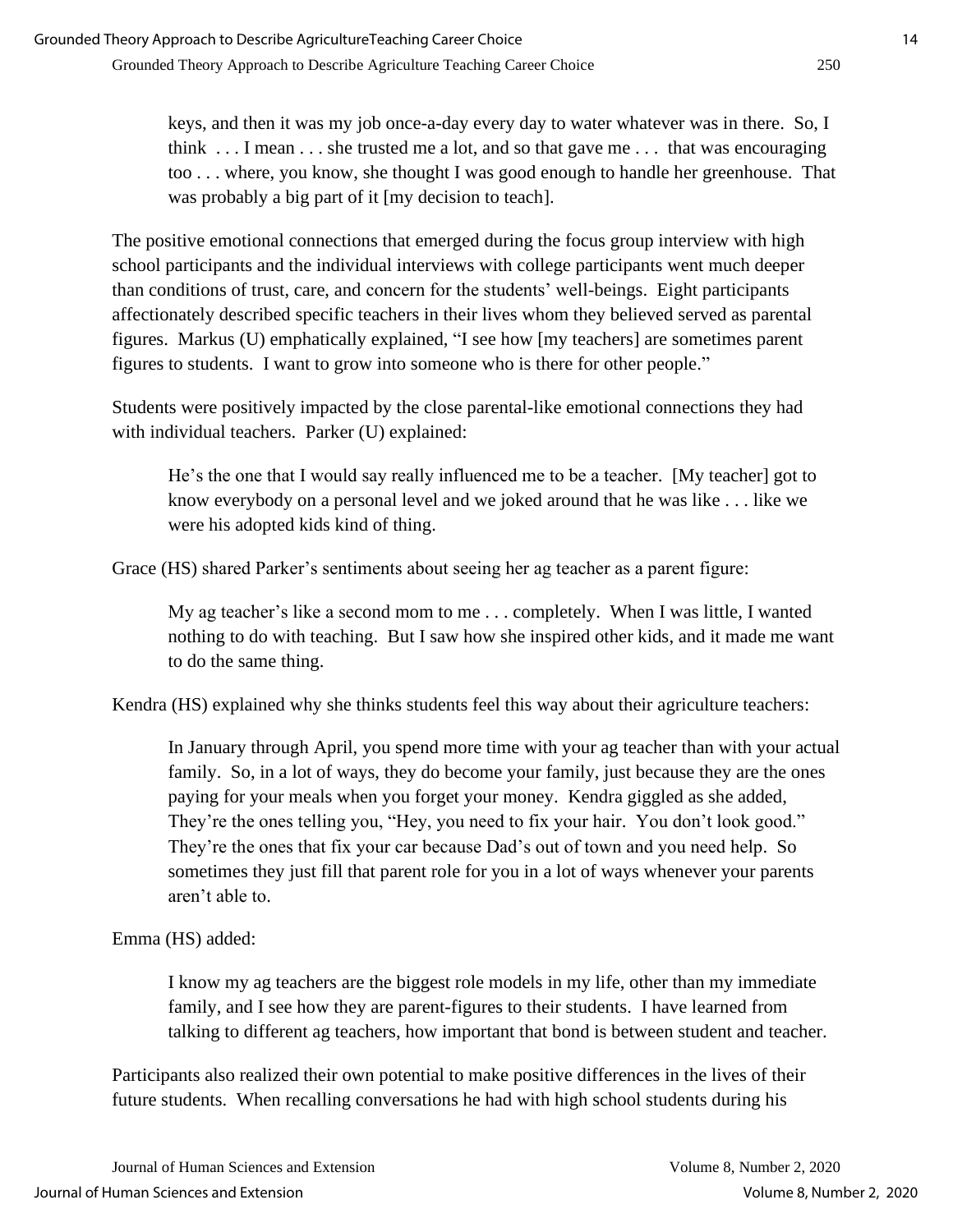> keys, and then it was my job once-a-day every day to water whatever was in there. So, I think . . . I mean . . . she trusted me a lot, and so that gave me . . . that was encouraging too . . . where, you know, she thought I was good enough to handle her greenhouse. That was probably a big part of it [my decision to teach].

The positive emotional connections that emerged during the focus group interview with high school participants and the individual interviews with college participants went much deeper than conditions of trust, care, and concern for the students' well-beings. Eight participants affectionately described specific teachers in their lives whom they believed served as parental figures. Markus (U) emphatically explained, "I see how [my teachers] are sometimes parent figures to students. I want to grow into someone who is there for other people."

Students were positively impacted by the close parental-like emotional connections they had with individual teachers. Parker (U) explained:

> He's the one that I would say really influenced me to be a teacher. [My teacher] got to know everybody on a personal level and we joked around that he was like . . . like we were his adopted kids kind of thing.

Grace (HS) shared Parker's sentiments about seeing her ag teacher as a parent figure:

> My ag teacher's like a second mom to me . . . completely. When I was little, I wanted nothing to do with teaching. But I saw how she inspired other kids, and it made me want to do the same thing.

Kendra (HS) explained why she thinks students feel this way about their agriculture teachers:

> In January through April, you spend more time with your ag teacher than with your actual family. So, in a lot of ways, they do become your family, just because they are the ones paying for your meals when you forget your money. Kendra giggled as she added, They're the ones telling you, "Hey, you need to fix your hair. You don't look good." They're the ones that fix your car because Dad's out of town and you need help. So sometimes they just fill that parent role for you in a lot of ways whenever your parents aren't able to.

Emma (HS) added:

> I know my ag teachers are the biggest role models in my life, other than my immediate family, and I see how they are parent-figures to their students. I have learned from talking to different ag teachers, how important that bond is between student and teacher.

Participants also realized their own potential to make positive differences in the lives of their future students. When recalling conversations he had with high school students during his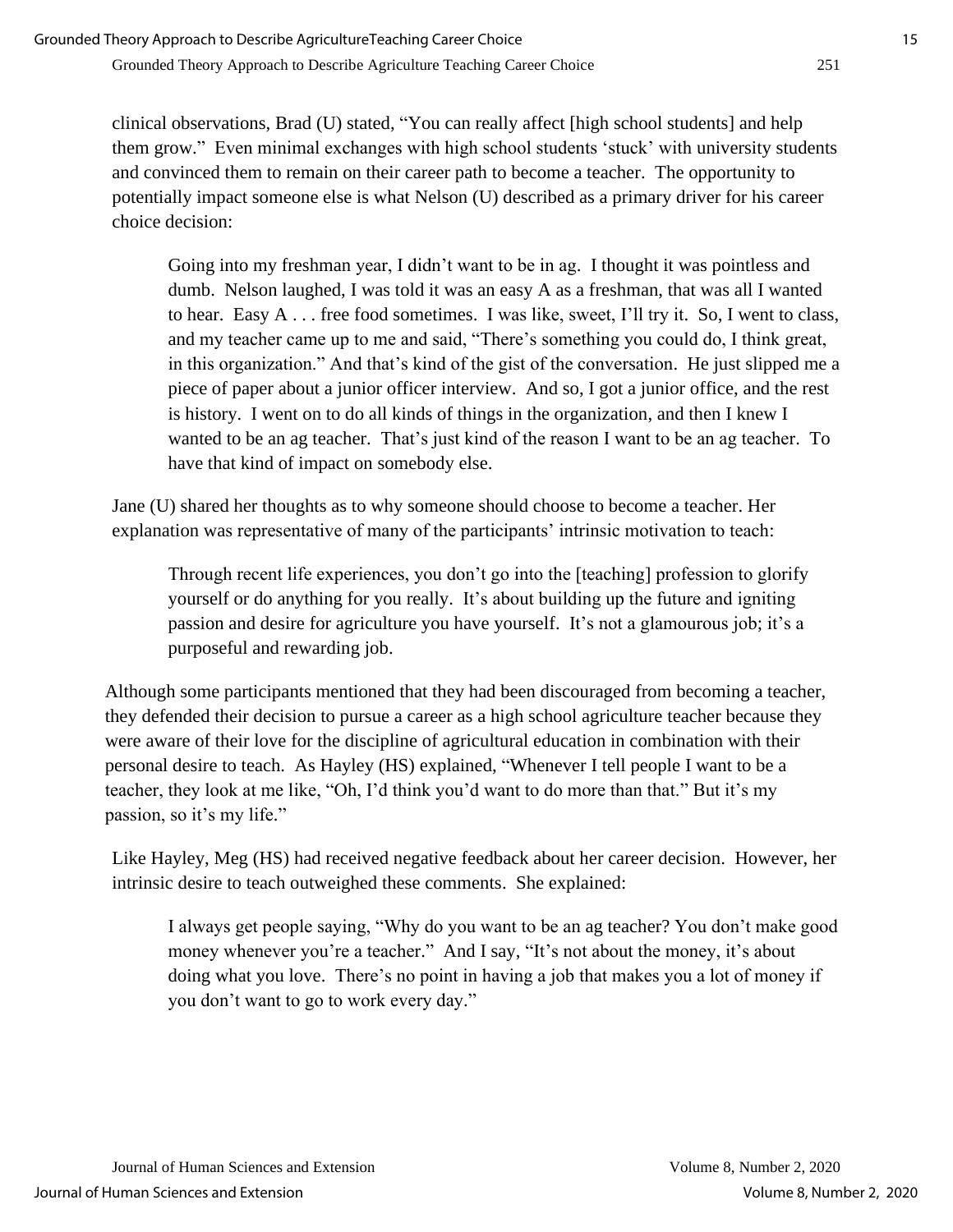clinical observations, Brad (U) stated, "You can really affect [high school students] and help them grow." Even minimal exchanges with high school students 'stuck' with university students and convinced them to remain on their career path to become a teacher. The opportunity to potentially impact someone else is what Nelson (U) described as a primary driver for his career choice decision:

> Going into my freshman year, I didn't want to be in ag. I thought it was pointless and dumb. Nelson laughed, I was told it was an easy A as a freshman, that was all I wanted to hear. Easy A . . . free food sometimes. I was like, sweet, I'll try it. So, I went to class, and my teacher came up to me and said, "There's something you could do, I think great, in this organization." And that's kind of the gist of the conversation. He just slipped me a piece of paper about a junior officer interview. And so, I got a junior office, and the rest is history. I went on to do all kinds of things in the organization, and then I knew I wanted to be an ag teacher. That's just kind of the reason I want to be an ag teacher. To have that kind of impact on somebody else.

Jane (U) shared her thoughts as to why someone should choose to become a teacher. Her explanation was representative of many of the participants' intrinsic motivation to teach:

> Through recent life experiences, you don't go into the [teaching] profession to glorify yourself or do anything for you really. It's about building up the future and igniting passion and desire for agriculture you have yourself. It's not a glamourous job; it's a purposeful and rewarding job.

Although some participants mentioned that they had been discouraged from becoming a teacher, they defended their decision to pursue a career as a high school agriculture teacher because they were aware of their love for the discipline of agricultural education in combination with their personal desire to teach. As Hayley (HS) explained, "Whenever I tell people I want to be a teacher, they look at me like, "Oh, I'd think you'd want to do more than that." But it's my passion, so it's my life."

Like Hayley, Meg (HS) had received negative feedback about her career decision. However, her intrinsic desire to teach outweighed these comments. She explained:

> I always get people saying, "Why do you want to be an ag teacher? You don't make good money whenever you're a teacher." And I say, "It's not about the money, it's about doing what you love. There's no point in having a job that makes you a lot of money if you don't want to go to work every day."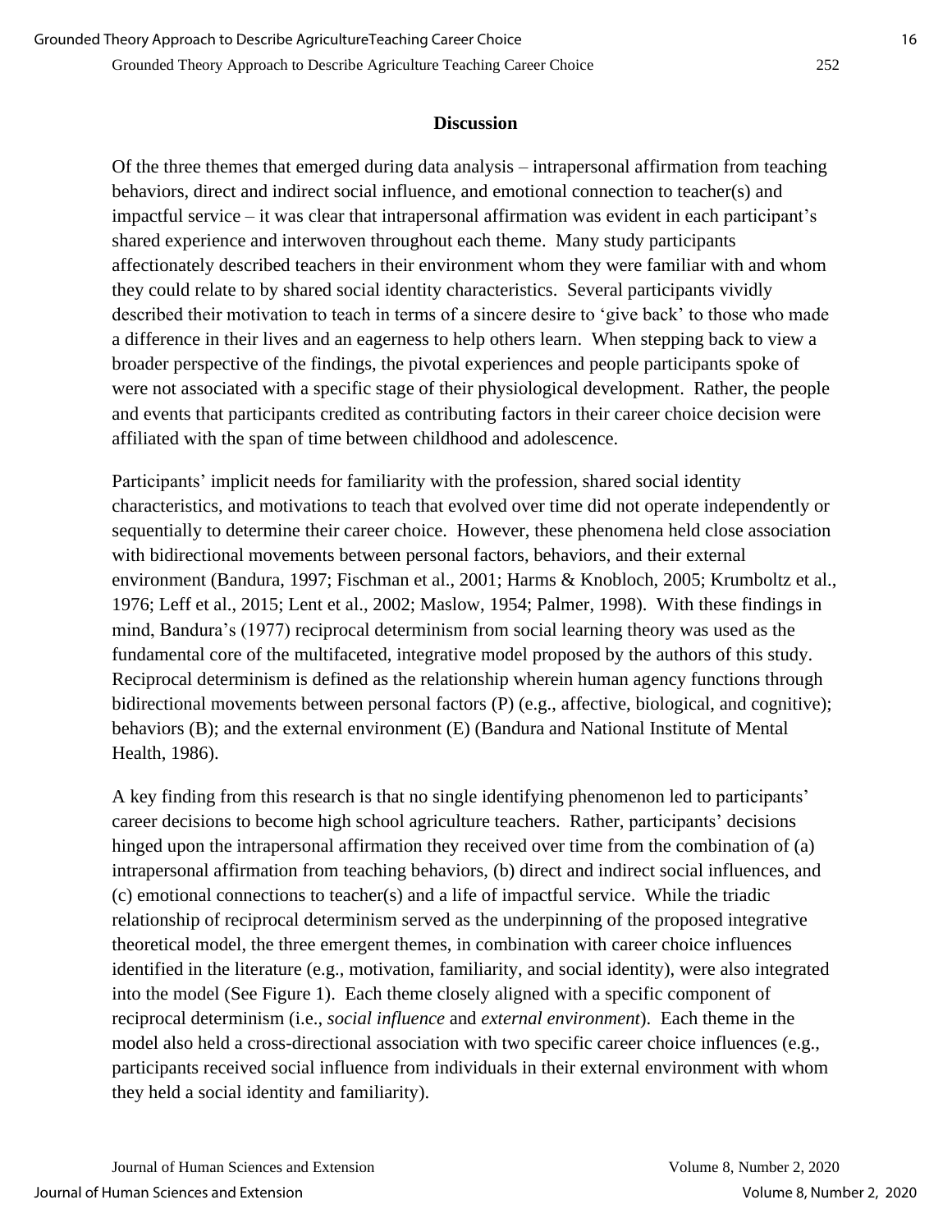## Discussion

Of the three themes that emerged during data analysis – intrapersonal affirmation from teaching behaviors, direct and indirect social influence, and emotional connection to teacher(s) and impactful service – it was clear that intrapersonal affirmation was evident in each participant's shared experience and interwoven throughout each theme. Many study participants affectionately described teachers in their environment whom they were familiar with and whom they could relate to by shared social identity characteristics. Several participants vividly described their motivation to teach in terms of a sincere desire to 'give back' to those who made a difference in their lives and an eagerness to help others learn. When stepping back to view a broader perspective of the findings, the pivotal experiences and people participants spoke of were not associated with a specific stage of their physiological development. Rather, the people and events that participants credited as contributing factors in their career choice decision were affiliated with the span of time between childhood and adolescence.

Participants' implicit needs for familiarity with the profession, shared social identity characteristics, and motivations to teach that evolved over time did not operate independently or sequentially to determine their career choice. However, these phenomena held close association with bidirectional movements between personal factors, behaviors, and their external environment (Bandura, 1997; Fischman et al., 2001; Harms & Knobloch, 2005; Krumboltz et al., 1976; Leff et al., 2015; Lent et al., 2002; Maslow, 1954; Palmer, 1998). With these findings in mind, Bandura's (1977) reciprocal determinism from social learning theory was used as the fundamental core of the multifaceted, integrative model proposed by the authors of this study. Reciprocal determinism is defined as the relationship wherein human agency functions through bidirectional movements between personal factors (P) (e.g., affective, biological, and cognitive); behaviors (B); and the external environment (E) (Bandura and National Institute of Mental Health, 1986).

A key finding from this research is that no single identifying phenomenon led to participants' career decisions to become high school agriculture teachers. Rather, participants' decisions hinged upon the intrapersonal affirmation they received over time from the combination of (a) intrapersonal affirmation from teaching behaviors, (b) direct and indirect social influences, and (c) emotional connections to teacher(s) and a life of impactful service. While the triadic relationship of reciprocal determinism served as the underpinning of the proposed integrative theoretical model, the three emergent themes, in combination with career choice influences identified in the literature (e.g., motivation, familiarity, and social identity), were also integrated into the model (See Figure 1). Each theme closely aligned with a specific component of reciprocal determinism (i.e., *social influence* and *external environment*). Each theme in the model also held a cross-directional association with two specific career choice influences (e.g., participants received social influence from individuals in their external environment with whom they held a social identity and familiarity).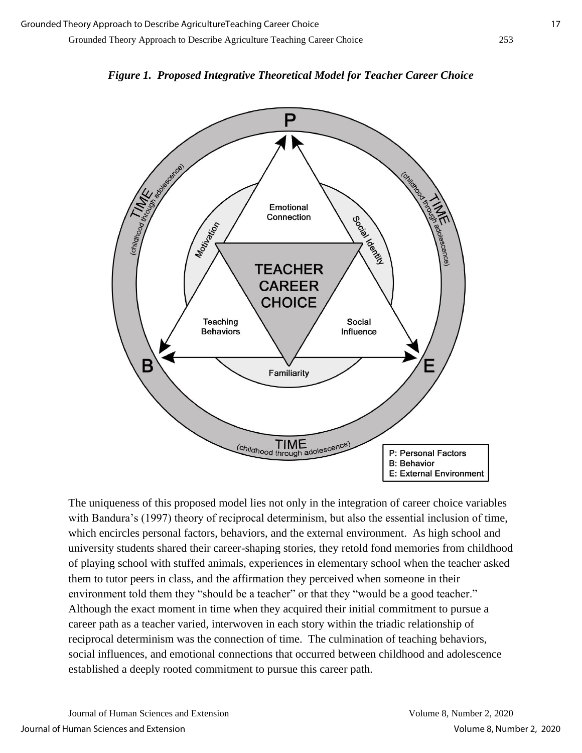*Figure 1. Proposed Integrative Theoretical Model for Teacher Career Choice*

The uniqueness of this proposed model lies not only in the integration of career choice variables with Bandura's (1997) theory of reciprocal determinism, but also the essential inclusion of time, which encircles personal factors, behaviors, and the external environment. As high school and university students shared their career-shaping stories, they retold fond memories from childhood of playing school with stuffed animals, experiences in elementary school when the teacher asked them to tutor peers in class, and the affirmation they perceived when someone in their environment told them they "should be a teacher" or that they "would be a good teacher." Although the exact moment in time when they acquired their initial commitment to pursue a career path as a teacher varied, interwoven in each story within the triadic relationship of reciprocal determinism was the connection of time. The culmination of teaching behaviors, social influences, and emotional connections that occurred between childhood and adolescence established a deeply rooted commitment to pursue this career path.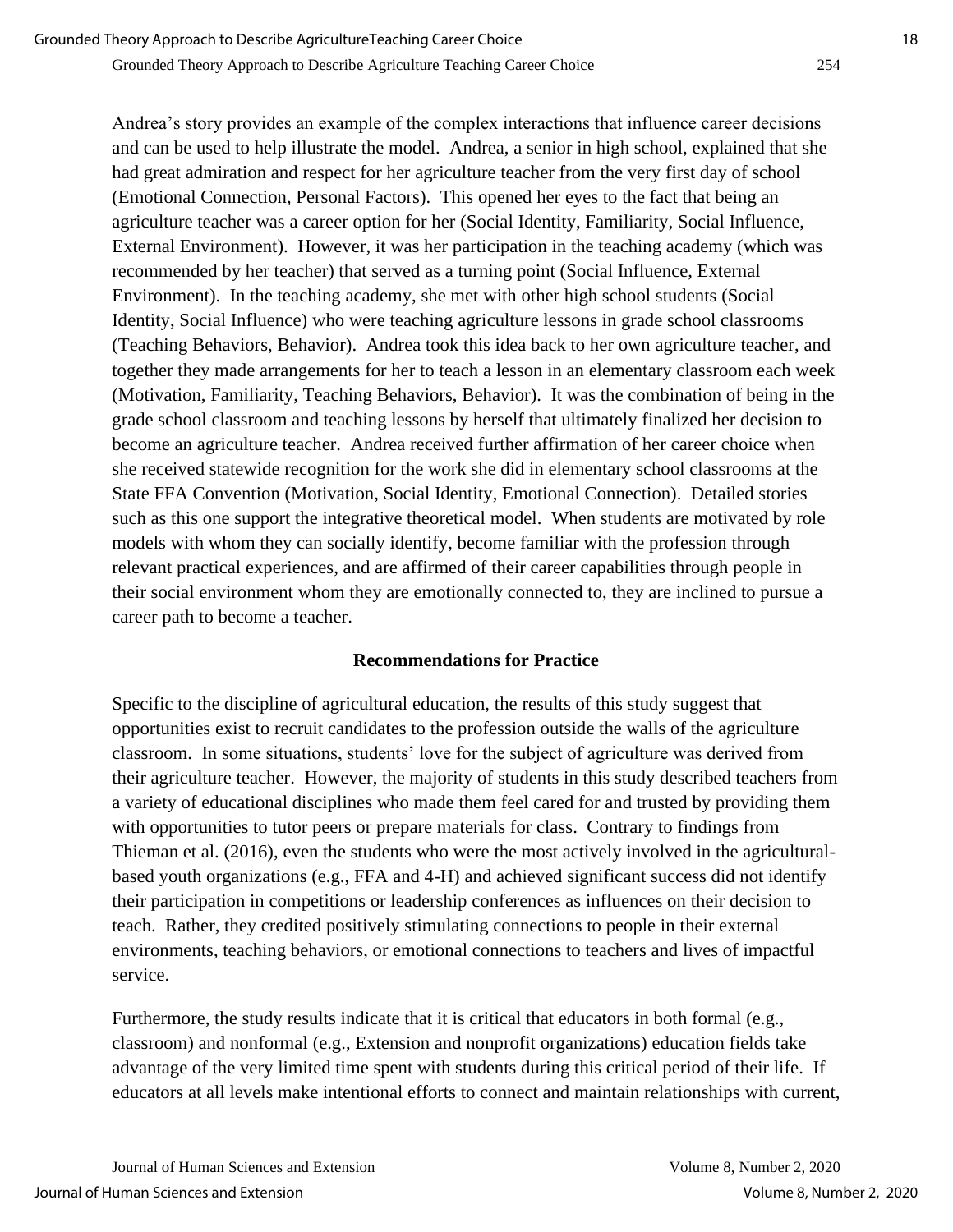Andrea's story provides an example of the complex interactions that influence career decisions and can be used to help illustrate the model. Andrea, a senior in high school, explained that she had great admiration and respect for her agriculture teacher from the very first day of school (Emotional Connection, Personal Factors). This opened her eyes to the fact that being an agriculture teacher was a career option for her (Social Identity, Familiarity, Social Influence, External Environment). However, it was her participation in the teaching academy (which was recommended by her teacher) that served as a turning point (Social Influence, External Environment). In the teaching academy, she met with other high school students (Social Identity, Social Influence) who were teaching agriculture lessons in grade school classrooms (Teaching Behaviors, Behavior). Andrea took this idea back to her own agriculture teacher, and together they made arrangements for her to teach a lesson in an elementary classroom each week (Motivation, Familiarity, Teaching Behaviors, Behavior). It was the combination of being in the grade school classroom and teaching lessons by herself that ultimately finalized her decision to become an agriculture teacher. Andrea received further affirmation of her career choice when she received statewide recognition for the work she did in elementary school classrooms at the State FFA Convention (Motivation, Social Identity, Emotional Connection). Detailed stories such as this one support the integrative theoretical model. When students are motivated by role models with whom they can socially identify, become familiar with the profession through relevant practical experiences, and are affirmed of their career capabilities through people in their social environment whom they are emotionally connected to, they are inclined to pursue a career path to become a teacher.

## Recommendations for Practice

Specific to the discipline of agricultural education, the results of this study suggest that opportunities exist to recruit candidates to the profession outside the walls of the agriculture classroom. In some situations, students' love for the subject of agriculture was derived from their agriculture teacher. However, the majority of students in this study described teachers from a variety of educational disciplines who made them feel cared for and trusted by providing them with opportunities to tutor peers or prepare materials for class. Contrary to findings from Thieman et al. (2016), even the students who were the most actively involved in the agricultural-based youth organizations (e.g., FFA and 4-H) and achieved significant success did not identify their participation in competitions or leadership conferences as influences on their decision to teach. Rather, they credited positively stimulating connections to people in their external environments, teaching behaviors, or emotional connections to teachers and lives of impactful service.

Furthermore, the study results indicate that it is critical that educators in both formal (e.g., classroom) and nonformal (e.g., Extension and nonprofit organizations) education fields take advantage of the very limited time spent with students during this critical period of their life. If educators at all levels make intentional efforts to connect and maintain relationships with current,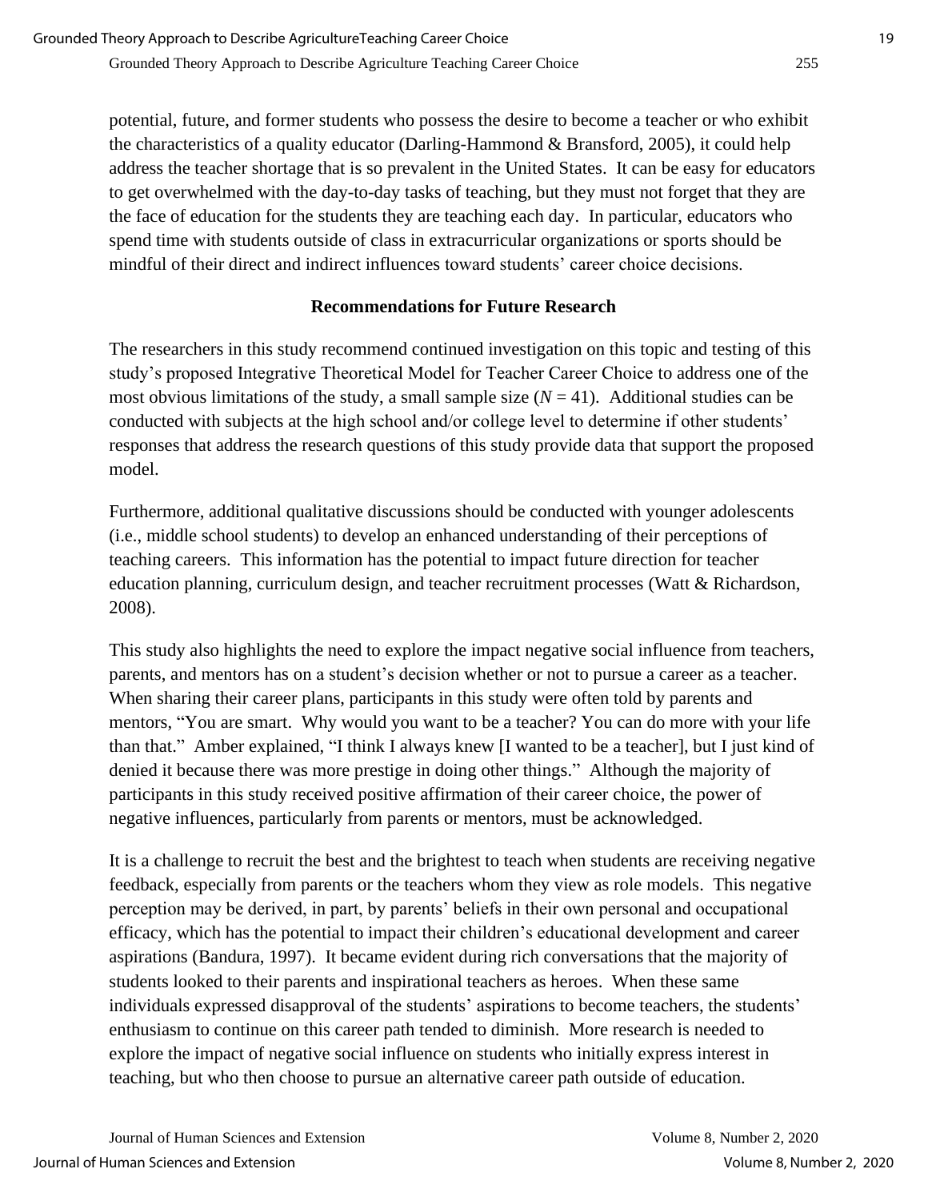potential, future, and former students who possess the desire to become a teacher or who exhibit the characteristics of a quality educator (Darling-Hammond & Bransford, 2005), it could help address the teacher shortage that is so prevalent in the United States. It can be easy for educators to get overwhelmed with the day-to-day tasks of teaching, but they must not forget that they are the face of education for the students they are teaching each day. In particular, educators who spend time with students outside of class in extracurricular organizations or sports should be mindful of their direct and indirect influences toward students' career choice decisions.

## Recommendations for Future Research

The researchers in this study recommend continued investigation on this topic and testing of this study's proposed Integrative Theoretical Model for Teacher Career Choice to address one of the most obvious limitations of the study, a small sample size ($N = 41$). Additional studies can be conducted with subjects at the high school and/or college level to determine if other students' responses that address the research questions of this study provide data that support the proposed model.

Furthermore, additional qualitative discussions should be conducted with younger adolescents (i.e., middle school students) to develop an enhanced understanding of their perceptions of teaching careers. This information has the potential to impact future direction for teacher education planning, curriculum design, and teacher recruitment processes (Watt & Richardson, 2008).

This study also highlights the need to explore the impact negative social influence from teachers, parents, and mentors has on a student's decision whether or not to pursue a career as a teacher. When sharing their career plans, participants in this study were often told by parents and mentors, "You are smart. Why would you want to be a teacher? You can do more with your life than that." Amber explained, "I think I always knew [I wanted to be a teacher], but I just kind of denied it because there was more prestige in doing other things." Although the majority of participants in this study received positive affirmation of their career choice, the power of negative influences, particularly from parents or mentors, must be acknowledged.

It is a challenge to recruit the best and the brightest to teach when students are receiving negative feedback, especially from parents or the teachers whom they view as role models. This negative perception may be derived, in part, by parents' beliefs in their own personal and occupational efficacy, which has the potential to impact their children's educational development and career aspirations (Bandura, 1997). It became evident during rich conversations that the majority of students looked to their parents and inspirational teachers as heroes. When these same individuals expressed disapproval of the students' aspirations to become teachers, the students' enthusiasm to continue on this career path tended to diminish. More research is needed to explore the impact of negative social influence on students who initially express interest in teaching, but who then choose to pursue an alternative career path outside of education.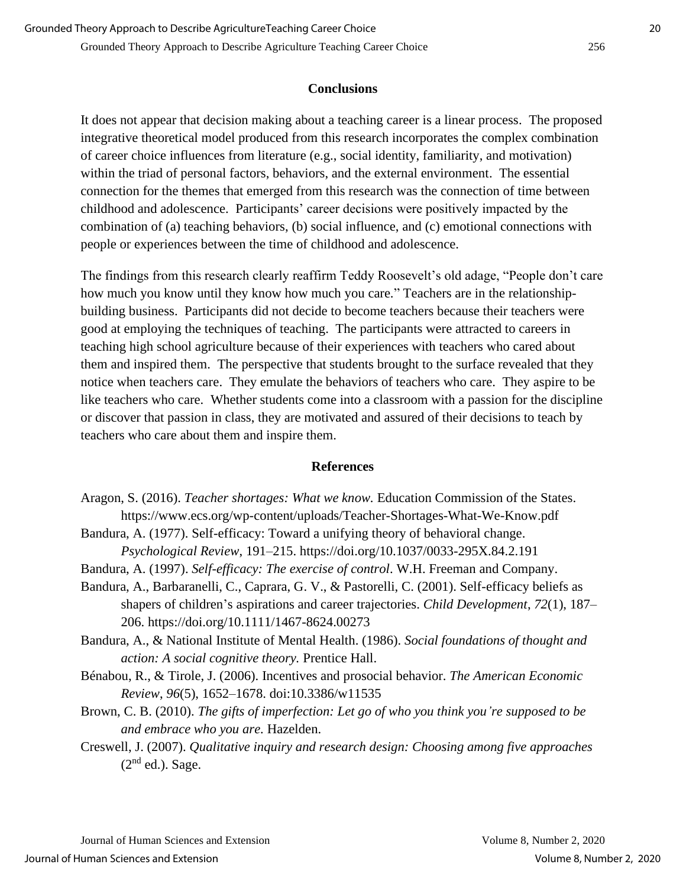## Conclusions

It does not appear that decision making about a teaching career is a linear process. The proposed integrative theoretical model produced from this research incorporates the complex combination of career choice influences from literature (e.g., social identity, familiarity, and motivation) within the triad of personal factors, behaviors, and the external environment. The essential connection for the themes that emerged from this research was the connection of time between childhood and adolescence. Participants' career decisions were positively impacted by the combination of (a) teaching behaviors, (b) social influence, and (c) emotional connections with people or experiences between the time of childhood and adolescence.

The findings from this research clearly reaffirm Teddy Roosevelt's old adage, "People don't care how much you know until they know how much you care." Teachers are in the relationship-building business. Participants did not decide to become teachers because their teachers were good at employing the techniques of teaching. The participants were attracted to careers in teaching high school agriculture because of their experiences with teachers who cared about them and inspired them. The perspective that students brought to the surface revealed that they notice when teachers care. They emulate the behaviors of teachers who care. They aspire to be like teachers who care. Whether students come into a classroom with a passion for the discipline or discover that passion in class, they are motivated and assured of their decisions to teach by teachers who care about them and inspire them.

## References

Aragon, S. (2016). *Teacher shortages: What we know.* Education Commission of the States. https://www.ecs.org/wp-content/uploads/Teacher-Shortages-What-We-Know.pdf

Bandura, A. (1977). Self-efficacy: Toward a unifying theory of behavioral change. *Psychological Review*, 191–215. https://doi.org/10.1037/0033-295X.84.2.191

Bandura, A. (1997). *Self-efficacy: The exercise of control*. W.H. Freeman and Company.

Bandura, A., Barbaranelli, C., Caprara, G. V., & Pastorelli, C. (2001). Self-efficacy beliefs as shapers of children's aspirations and career trajectories. *Child Development*, *72*(1), 187–206. https://doi.org/10.1111/1467-8624.00273

Bandura, A., & National Institute of Mental Health. (1986). *Social foundations of thought and action: A social cognitive theory.* Prentice Hall.

Bénabou, R., & Tirole, J. (2006). Incentives and prosocial behavior. *The American Economic Review*, *96*(5), 1652–1678. doi:10.3386/w11535

Brown, C. B. (2010). *The gifts of imperfection: Let go of who you think you're supposed to be and embrace who you are.* Hazelden.

Creswell, J. (2007). *Qualitative inquiry and research design: Choosing among five approaches* (2nd ed.). Sage.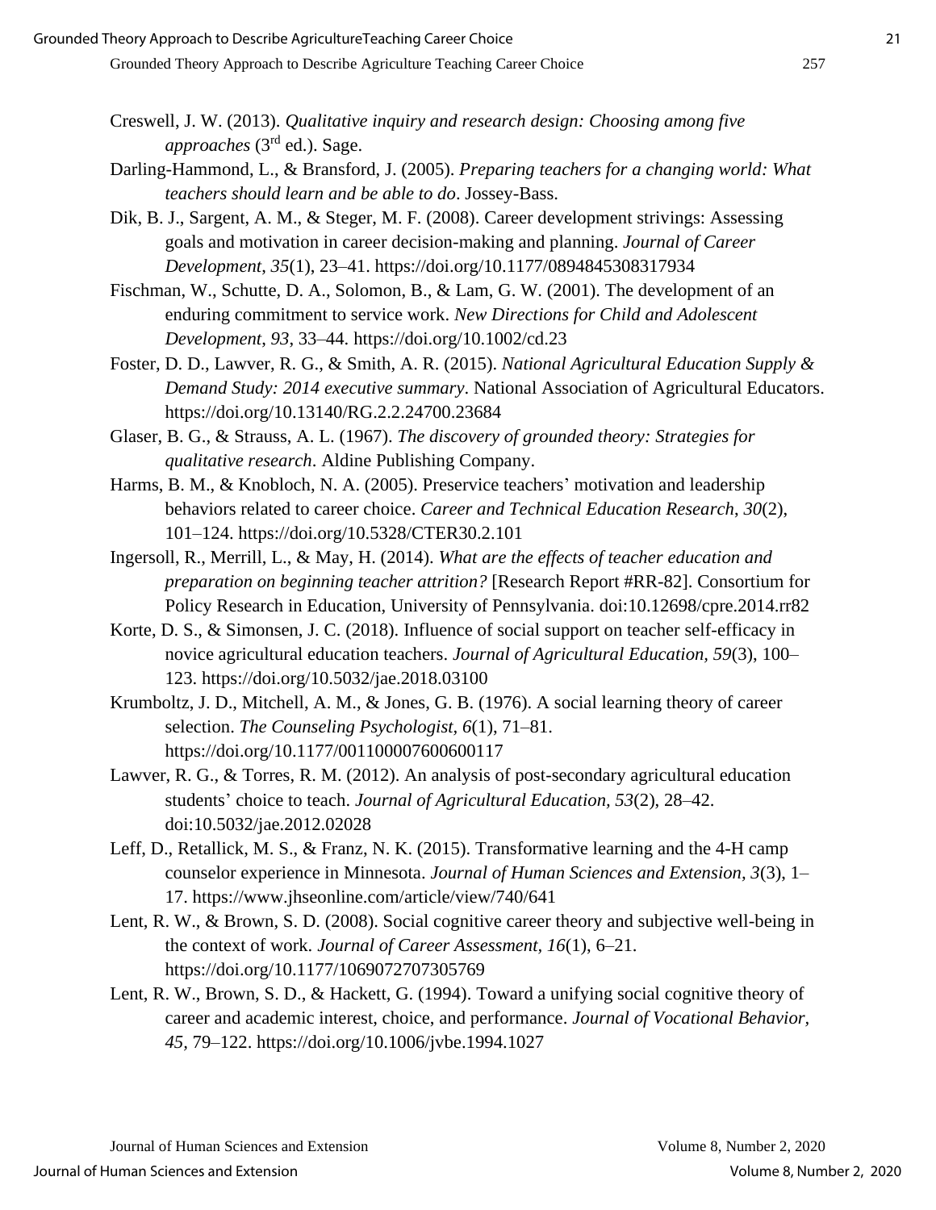Creswell, J. W. (2013). *Qualitative inquiry and research design: Choosing among five approaches* (3rd ed.). Sage.

Darling-Hammond, L., & Bransford, J. (2005). *Preparing teachers for a changing world: What teachers should learn and be able to do*. Jossey-Bass.

Dik, B. J., Sargent, A. M., & Steger, M. F. (2008). Career development strivings: Assessing goals and motivation in career decision-making and planning. *Journal of Career Development*, *35*(1), 23–41. https://doi.org/10.1177/0894845308317934

Fischman, W., Schutte, D. A., Solomon, B., & Lam, G. W. (2001). The development of an enduring commitment to service work. *New Directions for Child and Adolescent Development*, *93*, 33–44. https://doi.org/10.1002/cd.23

Foster, D. D., Lawver, R. G., & Smith, A. R. (2015). *National Agricultural Education Supply & Demand Study: 2014 executive summary*. National Association of Agricultural Educators. https://doi.org/10.13140/RG.2.2.24700.23684

Glaser, B. G., & Strauss, A. L. (1967). *The discovery of grounded theory: Strategies for qualitative research*. Aldine Publishing Company.

Harms, B. M., & Knobloch, N. A. (2005). Preservice teachers' motivation and leadership behaviors related to career choice. *Career and Technical Education Research*, *30*(2), 101–124. https://doi.org/10.5328/CTER30.2.101

Ingersoll, R., Merrill, L., & May, H. (2014). *What are the effects of teacher education and preparation on beginning teacher attrition?* [Research Report #RR-82]. Consortium for Policy Research in Education, University of Pennsylvania. doi:10.12698/cpre.2014.rr82

Korte, D. S., & Simonsen, J. C. (2018). Influence of social support on teacher self-efficacy in novice agricultural education teachers. *Journal of Agricultural Education, 59*(3), 100–123. https://doi.org/10.5032/jae.2018.03100

Krumboltz, J. D., Mitchell, A. M., & Jones, G. B. (1976). A social learning theory of career selection. *The Counseling Psychologist, 6*(1), 71–81. https://doi.org/10.1177/001100007600600117

Lawver, R. G., & Torres, R. M. (2012). An analysis of post-secondary agricultural education students' choice to teach. *Journal of Agricultural Education, 53*(2), 28–42. doi:10.5032/jae.2012.02028

Leff, D., Retallick, M. S., & Franz, N. K. (2015). Transformative learning and the 4-H camp counselor experience in Minnesota. *Journal of Human Sciences and Extension, 3*(3), 1–17. https://www.jhseonline.com/article/view/740/641

Lent, R. W., & Brown, S. D. (2008). Social cognitive career theory and subjective well-being in the context of work. *Journal of Career Assessment*, *16*(1), 6–21. https://doi.org/10.1177/1069072707305769

Lent, R. W., Brown, S. D., & Hackett, G. (1994). Toward a unifying social cognitive theory of career and academic interest, choice, and performance. *Journal of Vocational Behavior*, *45*, 79–122. https://doi.org/10.1006/jvbe.1994.1027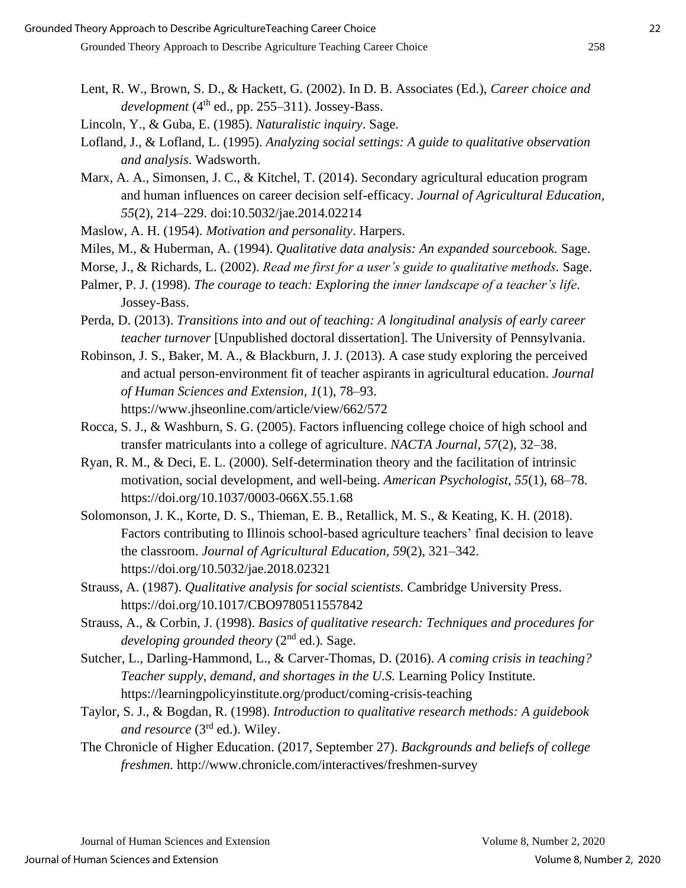Lent, R. W., Brown, S. D., & Hackett, G. (2002). In D. B. Associates (Ed.), *Career choice and development* (4th ed., pp. 255–311). Jossey-Bass.

Lincoln, Y., & Guba, E. (1985). *Naturalistic inquiry*. Sage.

Lofland, J., & Lofland, L. (1995). *Analyzing social settings: A guide to qualitative observation and analysis*. Wadsworth.

Marx, A. A., Simonsen, J. C., & Kitchel, T. (2014). Secondary agricultural education program and human influences on career decision self-efficacy. *Journal of Agricultural Education, 55*(2), 214–229. doi:10.5032/jae.2014.02214

Maslow, A. H. (1954). *Motivation and personality*. Harpers.

Miles, M., & Huberman, A. (1994). *Qualitative data analysis: An expanded sourcebook.* Sage.

Morse, J., & Richards, L. (2002). *Read me first for a user's guide to qualitative methods.* Sage.

Palmer, P. J. (1998). *The courage to teach: Exploring the inner landscape of a teacher's life*. Jossey-Bass.

Perda, D. (2013). *Transitions into and out of teaching: A longitudinal analysis of early career teacher turnover* [Unpublished doctoral dissertation]. The University of Pennsylvania.

Robinson, J. S., Baker, M. A., & Blackburn, J. J. (2013). A case study exploring the perceived and actual person-environment fit of teacher aspirants in agricultural education. *Journal of Human Sciences and Extension, 1*(1), 78–93. https://www.jhseonline.com/article/view/662/572

Rocca, S. J., & Washburn, S. G. (2005). Factors influencing college choice of high school and transfer matriculants into a college of agriculture. *NACTA Journal*, *57*(2), 32–38.

Ryan, R. M., & Deci, E. L. (2000). Self-determination theory and the facilitation of intrinsic motivation, social development, and well-being. *American Psychologist, 55*(1), 68–78. https://doi.org/10.1037/0003-066X.55.1.68

Solomonson, J. K., Korte, D. S., Thieman, E. B., Retallick, M. S., & Keating, K. H. (2018). Factors contributing to Illinois school-based agriculture teachers' final decision to leave the classroom. *Journal of Agricultural Education*, *59*(2), 321–342. https://doi.org/10.5032/jae.2018.02321

Strauss, A. (1987). *Qualitative analysis for social scientists.* Cambridge University Press. https://doi.org/10.1017/CBO9780511557842

Strauss, A., & Corbin, J. (1998). *Basics of qualitative research: Techniques and procedures for developing grounded theory* (2nd ed.). Sage.

Sutcher, L., Darling-Hammond, L., & Carver-Thomas, D. (2016). *A coming crisis in teaching? Teacher supply, demand, and shortages in the U.S.* Learning Policy Institute. https://learningpolicyinstitute.org/product/coming-crisis-teaching

Taylor, S. J., & Bogdan, R. (1998). *Introduction to qualitative research methods: A guidebook and resource* (3rd ed.). Wiley.

The Chronicle of Higher Education. (2017, September 27). *Backgrounds and beliefs of college freshmen.* http://www.chronicle.com/interactives/freshmen-survey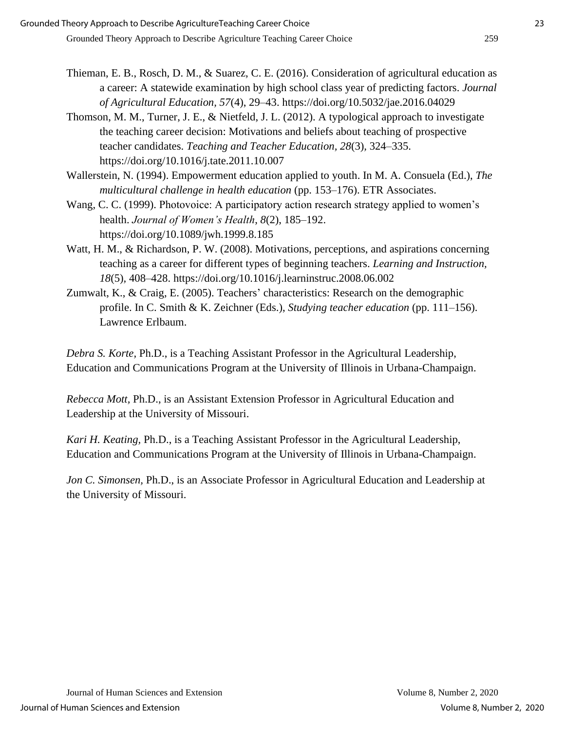Thieman, E. B., Rosch, D. M., & Suarez, C. E. (2016). Consideration of agricultural education as a career: A statewide examination by high school class year of predicting factors. *Journal of Agricultural Education*, *57*(4), 29–43. https://doi.org/10.5032/jae.2016.04029

Thomson, M. M., Turner, J. E., & Nietfeld, J. L. (2012). A typological approach to investigate the teaching career decision: Motivations and beliefs about teaching of prospective teacher candidates. *Teaching and Teacher Education*, *28*(3), 324–335. https://doi.org/10.1016/j.tate.2011.10.007

Wallerstein, N. (1994). Empowerment education applied to youth. In M. A. Consuela (Ed.), *The multicultural challenge in health education* (pp. 153–176). ETR Associates.

Wang, C. C. (1999). Photovoice: A participatory action research strategy applied to women's health. *Journal of Women's Health*, *8*(2), 185–192. https://doi.org/10.1089/jwh.1999.8.185

Watt, H. M., & Richardson, P. W. (2008). Motivations, perceptions, and aspirations concerning teaching as a career for different types of beginning teachers. *Learning and Instruction, 18*(5), 408–428. https://doi.org/10.1016/j.learninstruc.2008.06.002

Zumwalt, K., & Craig, E. (2005). Teachers' characteristics: Research on the demographic profile. In C. Smith & K. Zeichner (Eds.), *Studying teacher education* (pp. 111–156). Lawrence Erlbaum.

*Debra S. Korte,* Ph.D., is a Teaching Assistant Professor in the Agricultural Leadership, Education and Communications Program at the University of Illinois in Urbana-Champaign.

*Rebecca Mott,* Ph.D., is an Assistant Extension Professor in Agricultural Education and Leadership at the University of Missouri.

*Kari H. Keating,* Ph.D., is a Teaching Assistant Professor in the Agricultural Leadership, Education and Communications Program at the University of Illinois in Urbana-Champaign.

*Jon C. Simonsen,* Ph.D., is an Associate Professor in Agricultural Education and Leadership at the University of Missouri.